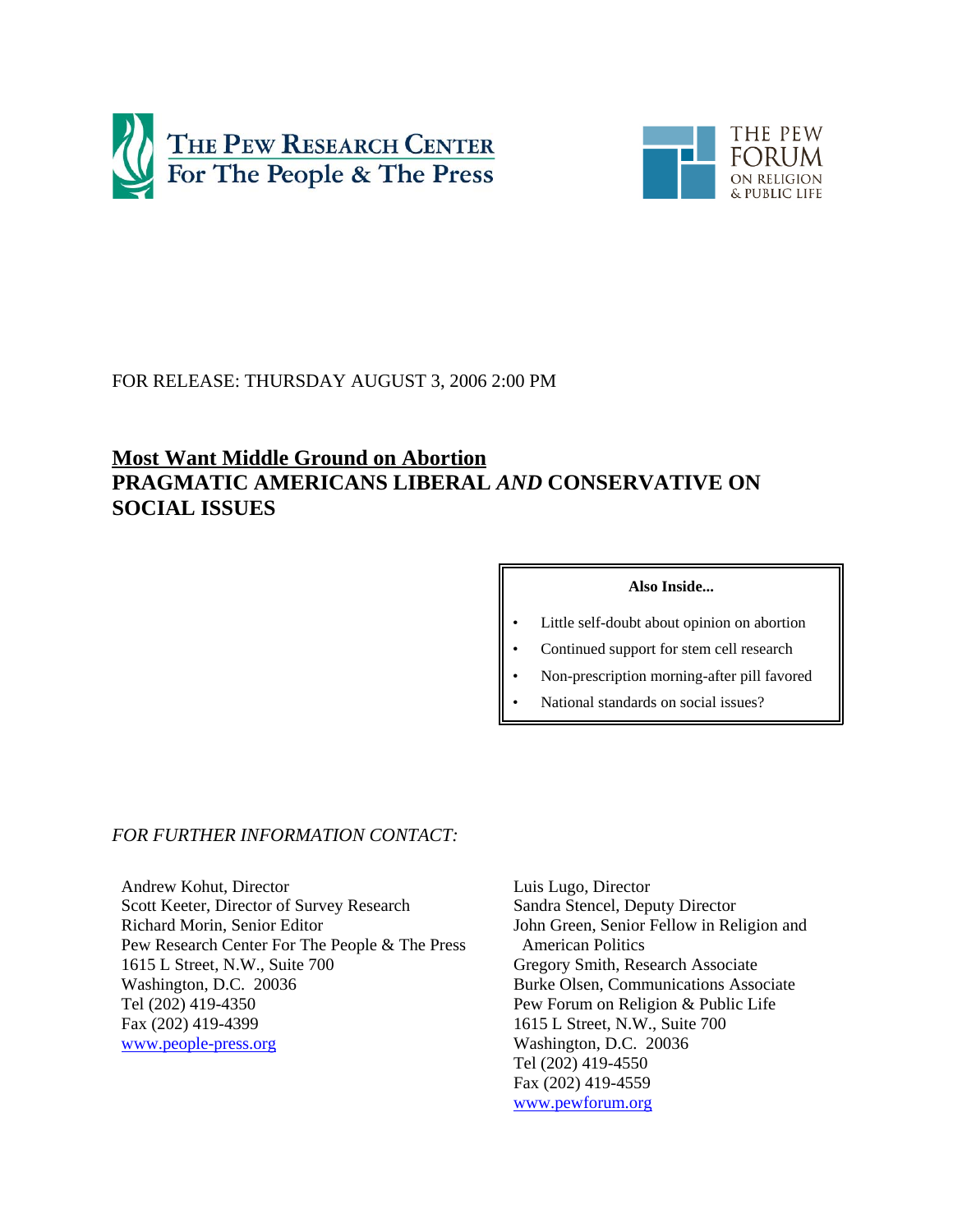THE PEW RESEARCH CENTER
For The People & The Press

THE PEW FORUM ON RELIGION & PUBLIC LIFE

FOR RELEASE: THURSDAY AUGUST 3, 2006 2:00 PM

# Most Want Middle Ground on Abortion

## PRAGMATIC AMERICANS LIBERAL *AND* CONSERVATIVE ON SOCIAL ISSUES

**Also Inside...**

- Little self-doubt about opinion on abortion
- Continued support for stem cell research
- Non-prescription morning-after pill favored
- National standards on social issues?

*FOR FURTHER INFORMATION CONTACT:*

Andrew Kohut, Director
Scott Keeter, Director of Survey Research
Richard Morin, Senior Editor
Pew Research Center For The People & The Press
1615 L Street, N.W., Suite 700
Washington, D.C. 20036
Tel (202) 419-4350
Fax (202) 419-4399
www.people-press.org

Luis Lugo, Director
Sandra Stencel, Deputy Director
John Green, Senior Fellow in Religion and American Politics
Gregory Smith, Research Associate
Burke Olsen, Communications Associate
Pew Forum on Religion & Public Life
1615 L Street, N.W., Suite 700
Washington, D.C. 20036
Tel (202) 419-4550
Fax (202) 419-4559
www.pewforum.org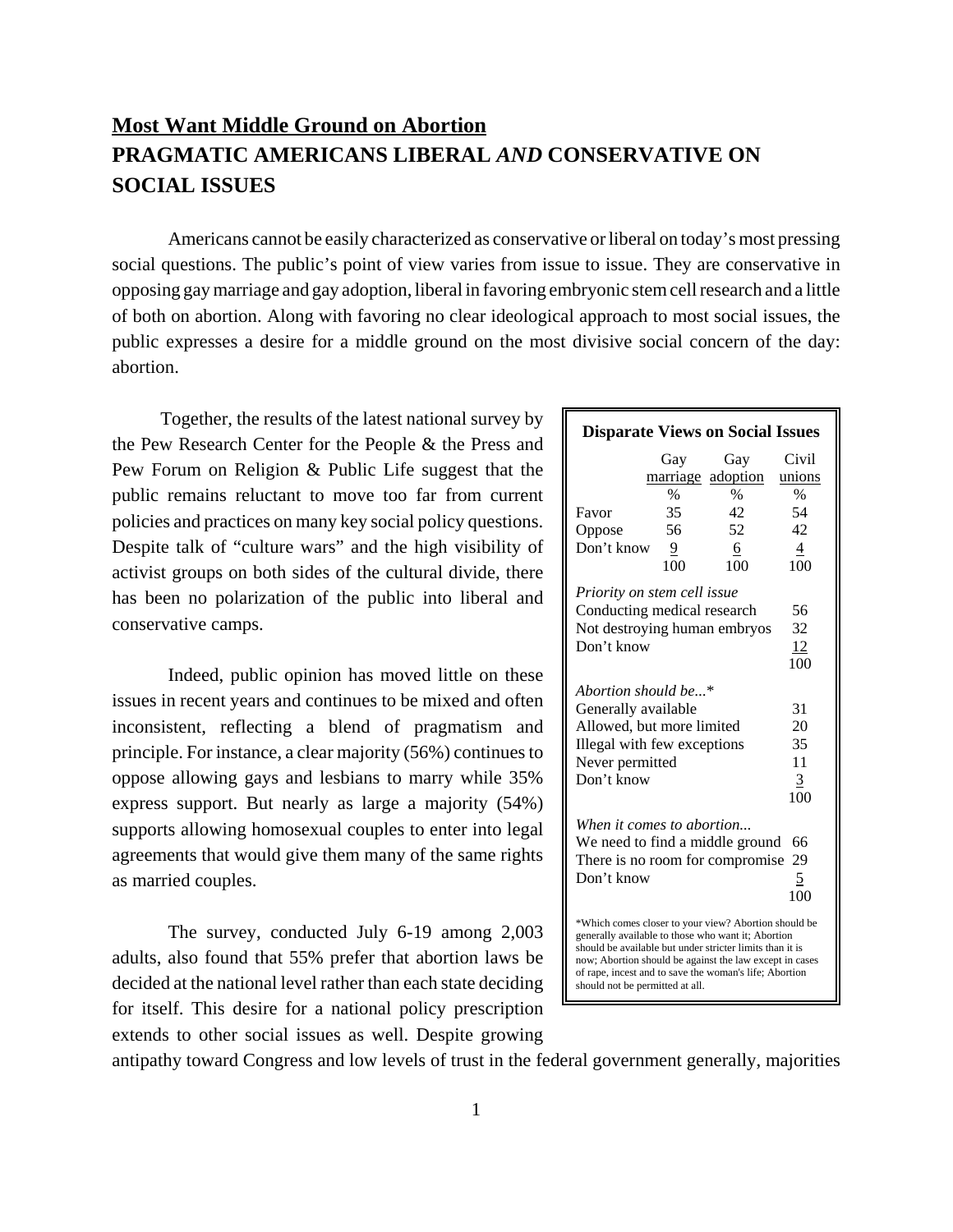## Most Want Middle Ground on Abortion

## PRAGMATIC AMERICANS LIBERAL *AND* CONSERVATIVE ON SOCIAL ISSUES

Americans cannot be easily characterized as conservative or liberal on today's most pressing social questions. The public's point of view varies from issue to issue. They are conservative in opposing gay marriage and gay adoption, liberal in favoring embryonic stem cell research and a little of both on abortion. Along with favoring no clear ideological approach to most social issues, the public expresses a desire for a middle ground on the most divisive social concern of the day: abortion.

Together, the results of the latest national survey by the Pew Research Center for the People & the Press and Pew Forum on Religion & Public Life suggest that the public remains reluctant to move too far from current policies and practices on many key social policy questions. Despite talk of "culture wars" and the high visibility of activist groups on both sides of the cultural divide, there has been no polarization of the public into liberal and conservative camps.

Indeed, public opinion has moved little on these issues in recent years and continues to be mixed and often inconsistent, reflecting a blend of pragmatism and principle. For instance, a clear majority (56%) continues to oppose allowing gays and lesbians to marry while 35% express support. But nearly as large a majority (54%) supports allowing homosexual couples to enter into legal agreements that would give them many of the same rights as married couples.

**Disparate Views on Social Issues**

| | Gay marriage | Gay adoption | Civil unions |
|---|---|---|---|
| | % | % | % |
| Favor | 35 | 42 | 54 |
| Oppose | 56 | 52 | 42 |
| Don't know | 9 | 6 | 4 |
| | 100 | 100 | 100 |

| *Priority on stem cell issue* | |
|---|---|
| Conducting medical research | 56 |
| Not destroying human embryos | 32 |
| Don't know | 12 |
| | 100 |

| *Abortion should be...** | |
|---|---|
| Generally available | 31 |
| Allowed, but more limited | 20 |
| Illegal with few exceptions | 35 |
| Never permitted | 11 |
| Don't know | 3 |
| | 100 |

| *When it comes to abortion...* | |
|---|---|
| We need to find a middle ground | 66 |
| There is no room for compromise | 29 |
| Don't know | 5 |
| | 100 |

*Which comes closer to your view? Abortion should be generally available to those who want it; Abortion should be available but under stricter limits than it is now; Abortion should be against the law except in cases of rape, incest and to save the woman's life; Abortion should not be permitted at all.

The survey, conducted July 6-19 among 2,003 adults, also found that 55% prefer that abortion laws be decided at the national level rather than each state deciding for itself. This desire for a national policy prescription extends to other social issues as well. Despite growing antipathy toward Congress and low levels of trust in the federal government generally, majorities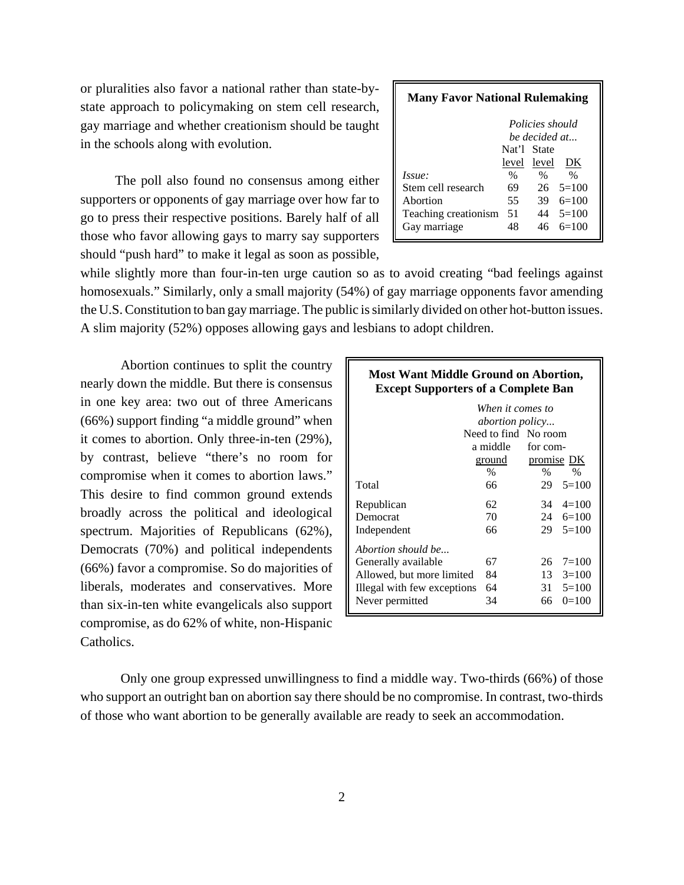or pluralities also favor a national rather than state-by-state approach to policymaking on stem cell research, gay marriage and whether creationism should be taught in the schools along with evolution.

**Many Favor National Rulemaking**

| | *Policies should be decided at...* | | |
|---|---|---|---|
| | Nat'l level | State level | DK |
| *Issue:* | % | % | % |
| Stem cell research | 69 | 26 | 5=100 |
| Abortion | 55 | 39 | 6=100 |
| Teaching creationism | 51 | 44 | 5=100 |
| Gay marriage | 48 | 46 | 6=100 |

The poll also found no consensus among either supporters or opponents of gay marriage over how far to go to press their respective positions. Barely half of all those who favor allowing gays to marry say supporters should "push hard" to make it legal as soon as possible, while slightly more than four-in-ten urge caution so as to avoid creating "bad feelings against homosexuals." Similarly, only a small majority (54%) of gay marriage opponents favor amending the U.S. Constitution to ban gay marriage. The public is similarly divided on other hot-button issues. A slim majority (52%) opposes allowing gays and lesbians to adopt children.

Abortion continues to split the country nearly down the middle. But there is consensus in one key area: two out of three Americans (66%) support finding "a middle ground" when it comes to abortion. Only three-in-ten (29%), by contrast, believe "there's no room for compromise when it comes to abortion laws." This desire to find common ground extends broadly across the political and ideological spectrum. Majorities of Republicans (62%), Democrats (70%) and political independents (66%) favor a compromise. So do majorities of liberals, moderates and conservatives. More than six-in-ten white evangelicals also support compromise, as do 62% of white, non-Hispanic Catholics.

**Most Want Middle Ground on Abortion, Except Supporters of a Complete Ban**

| | *When it comes to abortion policy...* | | |
|---|---|---|---|
| | Need to find a middle ground | No room for compromise | DK |
| | % | % | % |
| Total | 66 | 29 | 5=100 |
| Republican | 62 | 34 | 4=100 |
| Democrat | 70 | 24 | 6=100 |
| Independent | 66 | 29 | 5=100 |
| *Abortion should be...* | | | |
| Generally available | 67 | 26 | 7=100 |
| Allowed, but more limited | 84 | 13 | 3=100 |
| Illegal with few exceptions | 64 | 31 | 5=100 |
| Never permitted | 34 | 66 | 0=100 |

Only one group expressed unwillingness to find a middle way. Two-thirds (66%) of those who support an outright ban on abortion say there should be no compromise. In contrast, two-thirds of those who want abortion to be generally available are ready to seek an accommodation.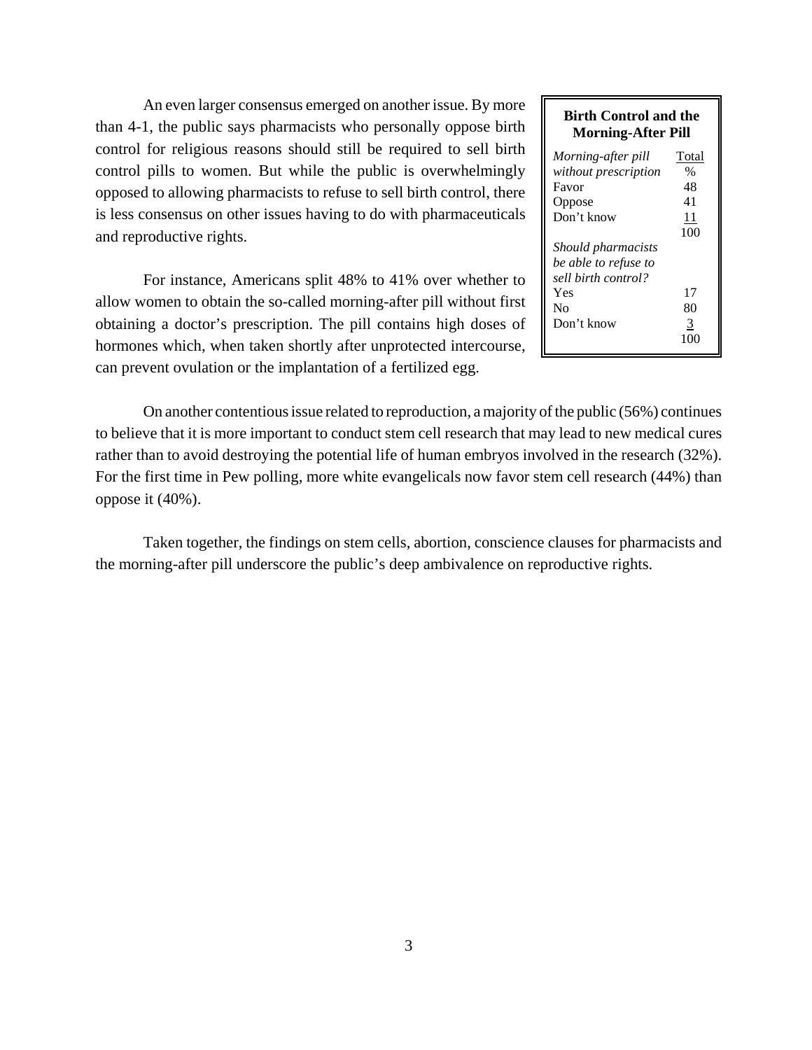An even larger consensus emerged on another issue. By more than 4-1, the public says pharmacists who personally oppose birth control for religious reasons should still be required to sell birth control pills to women. But while the public is overwhelmingly opposed to allowing pharmacists to refuse to sell birth control, there is less consensus on other issues having to do with pharmaceuticals and reproductive rights.

For instance, Americans split 48% to 41% over whether to allow women to obtain the so-called morning-after pill without first obtaining a doctor's prescription. The pill contains high doses of hormones which, when taken shortly after unprotected intercourse, can prevent ovulation or the implantation of a fertilized egg.

**Birth Control and the Morning-After Pill**

| *Morning-after pill without prescription* | Total % |
|---|---|
| Favor | 48 |
| Oppose | 41 |
| Don't know | 11 |
| | 100 |
| *Should pharmacists be able to refuse to sell birth control?* | |
| Yes | 17 |
| No | 80 |
| Don't know | 3 |
| | 100 |

On another contentious issue related to reproduction, a majority of the public (56%) continues to believe that it is more important to conduct stem cell research that may lead to new medical cures rather than to avoid destroying the potential life of human embryos involved in the research (32%). For the first time in Pew polling, more white evangelicals now favor stem cell research (44%) than oppose it (40%).

Taken together, the findings on stem cells, abortion, conscience clauses for pharmacists and the morning-after pill underscore the public's deep ambivalence on reproductive rights.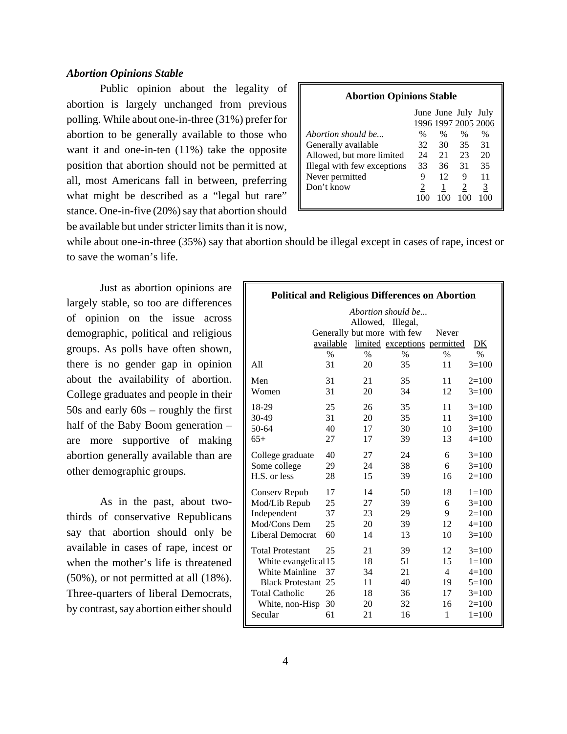### *Abortion Opinions Stable*

Public opinion about the legality of abortion is largely unchanged from previous polling. While about one-in-three (31%) prefer for abortion to be generally available to those who want it and one-in-ten (11%) take the opposite position that abortion should not be permitted at all, most Americans fall in between, preferring what might be described as a "legal but rare" stance. One-in-five (20%) say that abortion should be available but under stricter limits than it is now, while about one-in-three (35%) say that abortion should be illegal except in cases of rape, incest or to save the woman's life.

**Abortion Opinions Stable**

| *Abortion should be...* | June 1996 | June 1997 | July 2005 | July 2006 |
|---|---|---|---|---|
| | % | % | % | % |
| Generally available | 32 | 30 | 35 | 31 |
| Allowed, but more limited | 24 | 21 | 23 | 20 |
| Illegal with few exceptions | 33 | 36 | 31 | 35 |
| Never permitted | 9 | 12 | 9 | 11 |
| Don't know | 2 | 1 | 2 | 3 |
| | 100 | 100 | 100 | 100 |

Just as abortion opinions are largely stable, so too are differences of opinion on the issue across demographic, political and religious groups. As polls have often shown, there is no gender gap in opinion about the availability of abortion. College graduates and people in their 50s and early 60s – roughly the first half of the Baby Boom generation – are more supportive of making abortion generally available than are other demographic groups.

As in the past, about two-thirds of conservative Republicans say that abortion should only be available in cases of rape, incest or when the mother's life is threatened (50%), or not permitted at all (18%). Three-quarters of liberal Democrats, by contrast, say abortion either should

**Political and Religious Differences on Abortion**

| | *Abortion should be...* Generally available | Allowed, but more limited | Illegal, with few exceptions | Never permitted | DK |
|---|---|---|---|---|---|
| | % | % | % | % | % |
| All | 31 | 20 | 35 | 11 | 3=100 |
| Men | 31 | 21 | 35 | 11 | 2=100 |
| Women | 31 | 20 | 34 | 12 | 3=100 |
| 18-29 | 25 | 26 | 35 | 11 | 3=100 |
| 30-49 | 31 | 20 | 35 | 11 | 3=100 |
| 50-64 | 40 | 17 | 30 | 10 | 3=100 |
| 65+ | 27 | 17 | 39 | 13 | 4=100 |
| College graduate | 40 | 27 | 24 | 6 | 3=100 |
| Some college | 29 | 24 | 38 | 6 | 3=100 |
| H.S. or less | 28 | 15 | 39 | 16 | 2=100 |
| Conserv Repub | 17 | 14 | 50 | 18 | 1=100 |
| Mod/Lib Repub | 25 | 27 | 39 | 6 | 3=100 |
| Independent | 37 | 23 | 29 | 9 | 2=100 |
| Mod/Cons Dem | 25 | 20 | 39 | 12 | 4=100 |
| Liberal Democrat | 60 | 14 | 13 | 10 | 3=100 |
| Total Protestant | 25 | 21 | 39 | 12 | 3=100 |
| White evangelical | 15 | 18 | 51 | 15 | 1=100 |
| White Mainline | 37 | 34 | 21 | 4 | 4=100 |
| Black Protestant | 25 | 11 | 40 | 19 | 5=100 |
| Total Catholic | 26 | 18 | 36 | 17 | 3=100 |
| White, non-Hisp | 30 | 20 | 32 | 16 | 2=100 |
| Secular | 61 | 21 | 16 | 1 | 1=100 |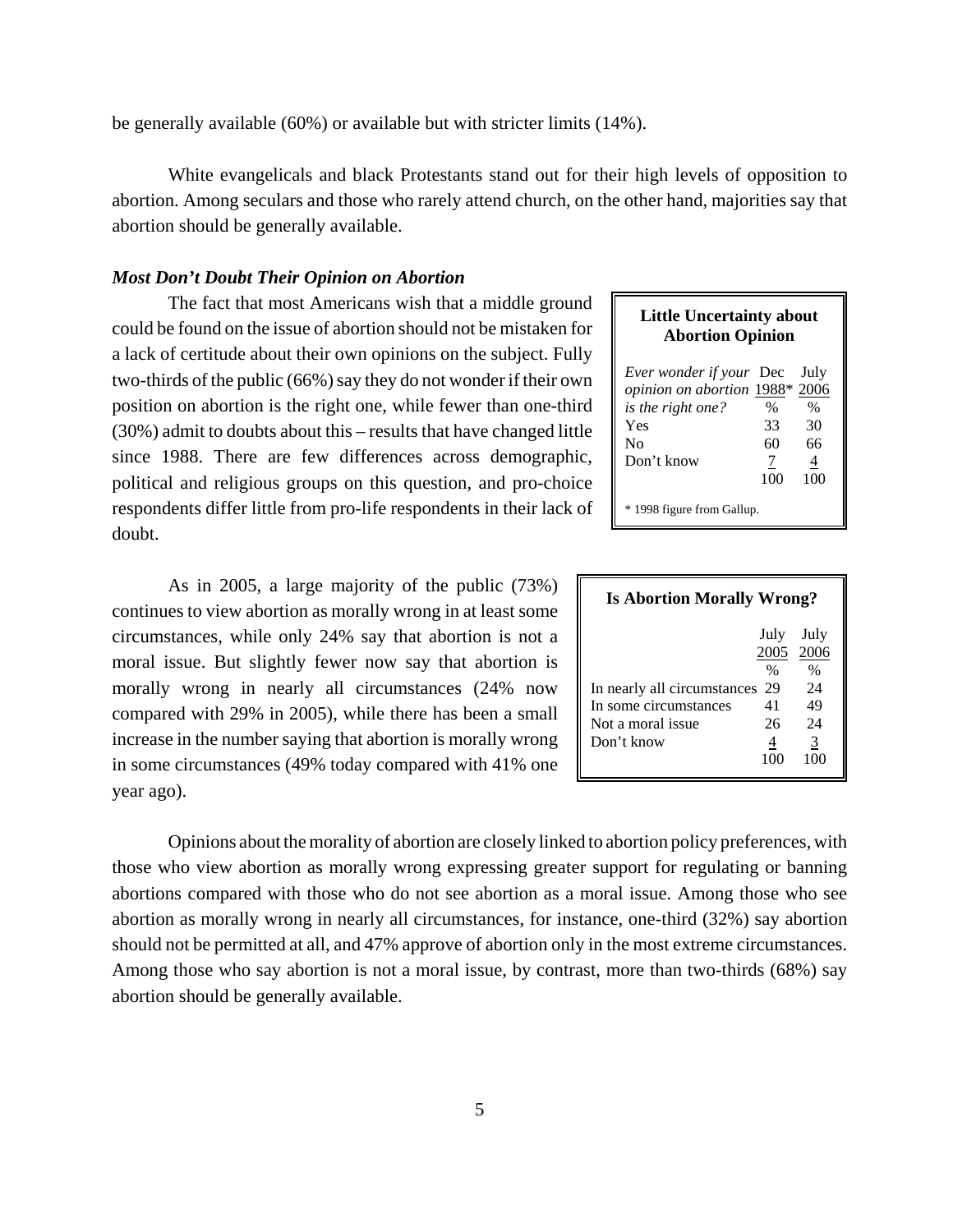be generally available (60%) or available but with stricter limits (14%).

White evangelicals and black Protestants stand out for their high levels of opposition to abortion. Among seculars and those who rarely attend church, on the other hand, majorities say that abortion should be generally available.

### *Most Don't Doubt Their Opinion on Abortion*

The fact that most Americans wish that a middle ground could be found on the issue of abortion should not be mistaken for a lack of certitude about their own opinions on the subject. Fully two-thirds of the public (66%) say they do not wonder if their own position on abortion is the right one, while fewer than one-third (30%) admit to doubts about this – results that have changed little since 1988. There are few differences across demographic, political and religious groups on this question, and pro-choice respondents differ little from pro-life respondents in their lack of doubt.

**Little Uncertainty about Abortion Opinion**

| *Ever wonder if your opinion on abortion is the right one?* | Dec 1988* | July 2006 |
|---|---|---|
| | % | % |
| Yes | 33 | 30 |
| No | 60 | 66 |
| Don't know | 7 | 4 |
| | 100 | 100 |

\* 1998 figure from Gallup.

As in 2005, a large majority of the public (73%) continues to view abortion as morally wrong in at least some circumstances, while only 24% say that abortion is not a moral issue. But slightly fewer now say that abortion is morally wrong in nearly all circumstances (24% now compared with 29% in 2005), while there has been a small increase in the number saying that abortion is morally wrong in some circumstances (49% today compared with 41% one year ago).

**Is Abortion Morally Wrong?**

| | July 2005 | July 2006 |
|---|---|---|
| | % | % |
| In nearly all circumstances | 29 | 24 |
| In some circumstances | 41 | 49 |
| Not a moral issue | 26 | 24 |
| Don't know | 4 | 3 |
| | 100 | 100 |

Opinions about the morality of abortion are closely linked to abortion policy preferences, with those who view abortion as morally wrong expressing greater support for regulating or banning abortions compared with those who do not see abortion as a moral issue. Among those who see abortion as morally wrong in nearly all circumstances, for instance, one-third (32%) say abortion should not be permitted at all, and 47% approve of abortion only in the most extreme circumstances. Among those who say abortion is not a moral issue, by contrast, more than two-thirds (68%) say abortion should be generally available.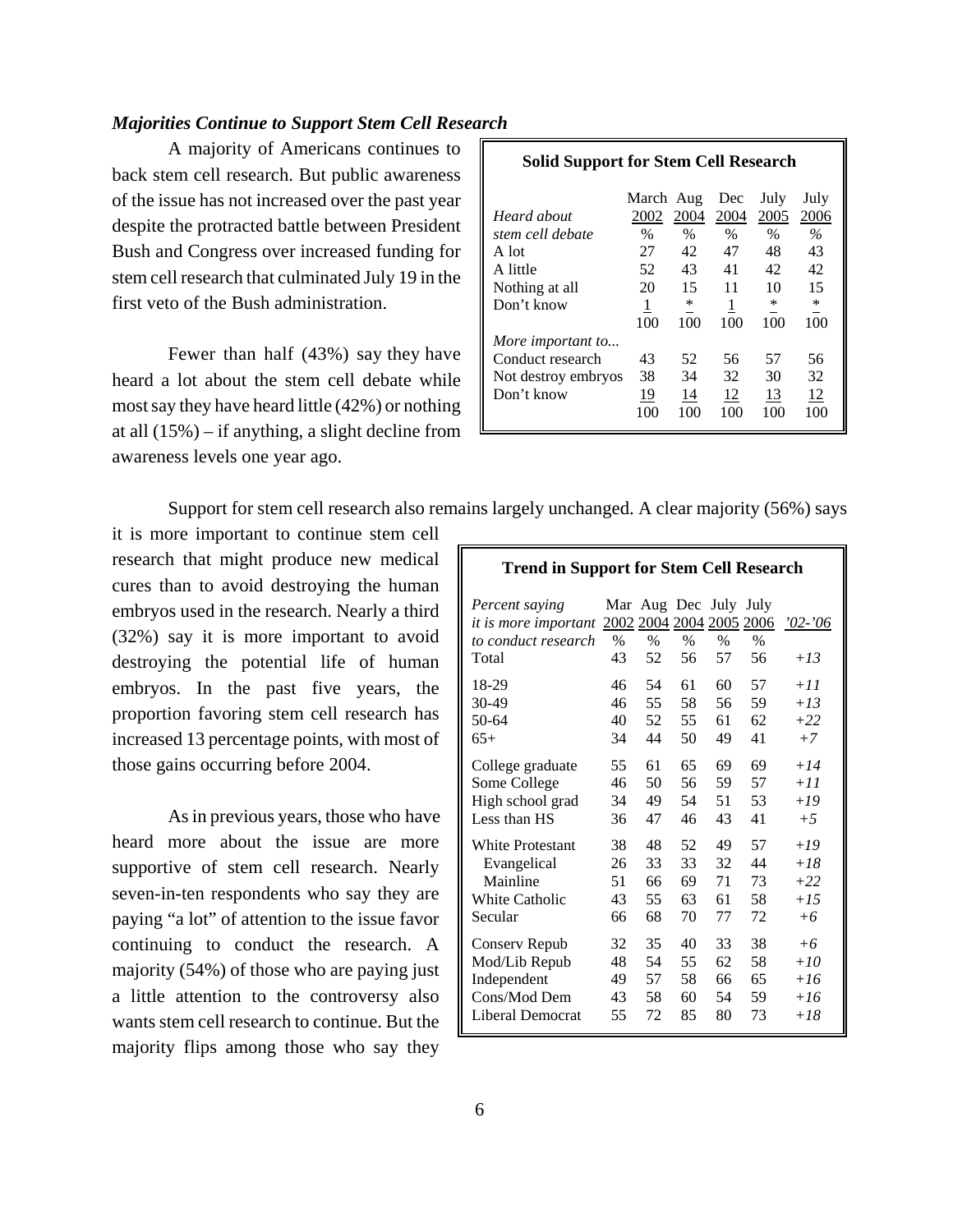### *Majorities Continue to Support Stem Cell Research*

A majority of Americans continues to back stem cell research. But public awareness of the issue has not increased over the past year despite the protracted battle between President Bush and Congress over increased funding for stem cell research that culminated July 19 in the first veto of the Bush administration.

Fewer than half (43%) say they have heard a lot about the stem cell debate while most say they have heard little (42%) or nothing at all (15%) – if anything, a slight decline from awareness levels one year ago.

**Solid Support for Stem Cell Research**

| *Heard about stem cell debate* | March 2002 % | Aug 2004 % | Dec 2004 % | July 2005 % | July 2006 % |
|---|---|---|---|---|---|
| A lot | 27 | 42 | 47 | 48 | 43 |
| A little | 52 | 43 | 41 | 42 | 42 |
| Nothing at all | 20 | 15 | 11 | 10 | 15 |
| Don't know | 1 | * | 1 | * | * |
| | 100 | 100 | 100 | 100 | 100 |
| *More important to...* | | | | | |
| Conduct research | 43 | 52 | 56 | 57 | 56 |
| Not destroy embryos | 38 | 34 | 32 | 30 | 32 |
| Don't know | 19 | 14 | 12 | 13 | 12 |
| | 100 | 100 | 100 | 100 | 100 |

Support for stem cell research also remains largely unchanged. A clear majority (56%) says it is more important to continue stem cell research that might produce new medical cures than to avoid destroying the human embryos used in the research. Nearly a third (32%) say it is more important to avoid destroying the potential life of human embryos. In the past five years, the proportion favoring stem cell research has increased 13 percentage points, with most of those gains occurring before 2004.

**Trend in Support for Stem Cell Research**

| *Percent saying it is more important to conduct research* | Mar 2002 % | Aug 2004 % | Dec 2004 % | July 2005 % | July 2006 % | *'02-'06* |
|---|---|---|---|---|---|---|
| Total | 43 | 52 | 56 | 57 | 56 | *+13* |
| 18-29 | 46 | 54 | 61 | 60 | 57 | *+11* |
| 30-49 | 46 | 55 | 58 | 56 | 59 | *+13* |
| 50-64 | 40 | 52 | 55 | 61 | 62 | *+22* |
| 65+ | 34 | 44 | 50 | 49 | 41 | *+7* |
| College graduate | 55 | 61 | 65 | 69 | 69 | *+14* |
| Some College | 46 | 50 | 56 | 59 | 57 | *+11* |
| High school grad | 34 | 49 | 54 | 51 | 53 | *+19* |
| Less than HS | 36 | 47 | 46 | 43 | 41 | *+5* |
| White Protestant | 38 | 48 | 52 | 49 | 57 | *+19* |
| Evangelical | 26 | 33 | 33 | 32 | 44 | *+18* |
| Mainline | 51 | 66 | 69 | 71 | 73 | *+22* |
| White Catholic | 43 | 55 | 63 | 61 | 58 | *+15* |
| Secular | 66 | 68 | 70 | 77 | 72 | *+6* |
| Conserv Repub | 32 | 35 | 40 | 33 | 38 | *+6* |
| Mod/Lib Repub | 48 | 54 | 55 | 62 | 58 | *+10* |
| Independent | 49 | 57 | 58 | 66 | 65 | *+16* |
| Cons/Mod Dem | 43 | 58 | 60 | 54 | 59 | *+16* |
| Liberal Democrat | 55 | 72 | 85 | 80 | 73 | *+18* |

As in previous years, those who have heard more about the issue are more supportive of stem cell research. Nearly seven-in-ten respondents who say they are paying "a lot" of attention to the issue favor continuing to conduct the research. A majority (54%) of those who are paying just a little attention to the controversy also wants stem cell research to continue. But the majority flips among those who say they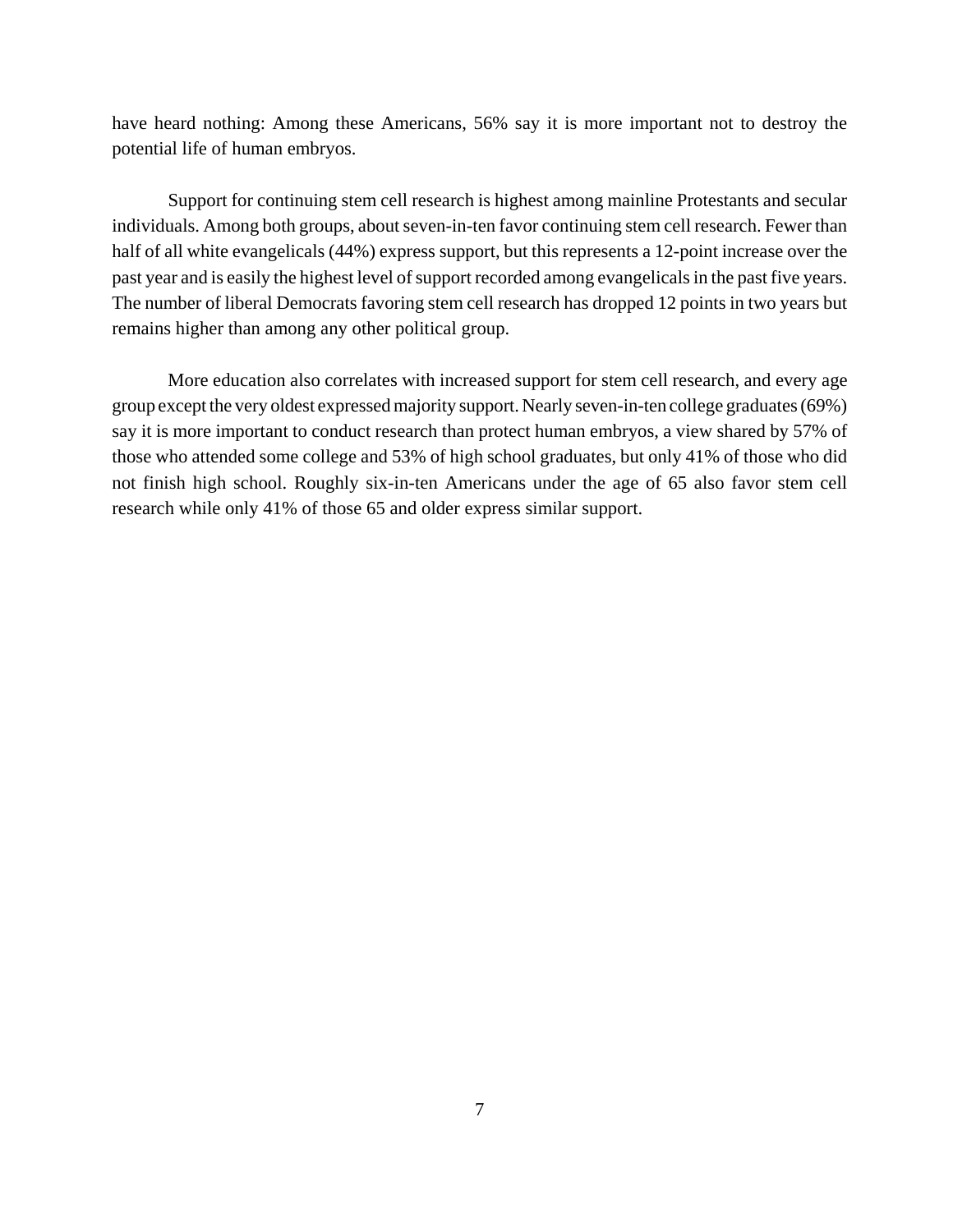have heard nothing: Among these Americans, 56% say it is more important not to destroy the potential life of human embryos.

Support for continuing stem cell research is highest among mainline Protestants and secular individuals. Among both groups, about seven-in-ten favor continuing stem cell research. Fewer than half of all white evangelicals (44%) express support, but this represents a 12-point increase over the past year and is easily the highest level of support recorded among evangelicals in the past five years. The number of liberal Democrats favoring stem cell research has dropped 12 points in two years but remains higher than among any other political group.

More education also correlates with increased support for stem cell research, and every age group except the very oldest expressed majority support. Nearly seven-in-ten college graduates (69%) say it is more important to conduct research than protect human embryos, a view shared by 57% of those who attended some college and 53% of high school graduates, but only 41% of those who did not finish high school. Roughly six-in-ten Americans under the age of 65 also favor stem cell research while only 41% of those 65 and older express similar support.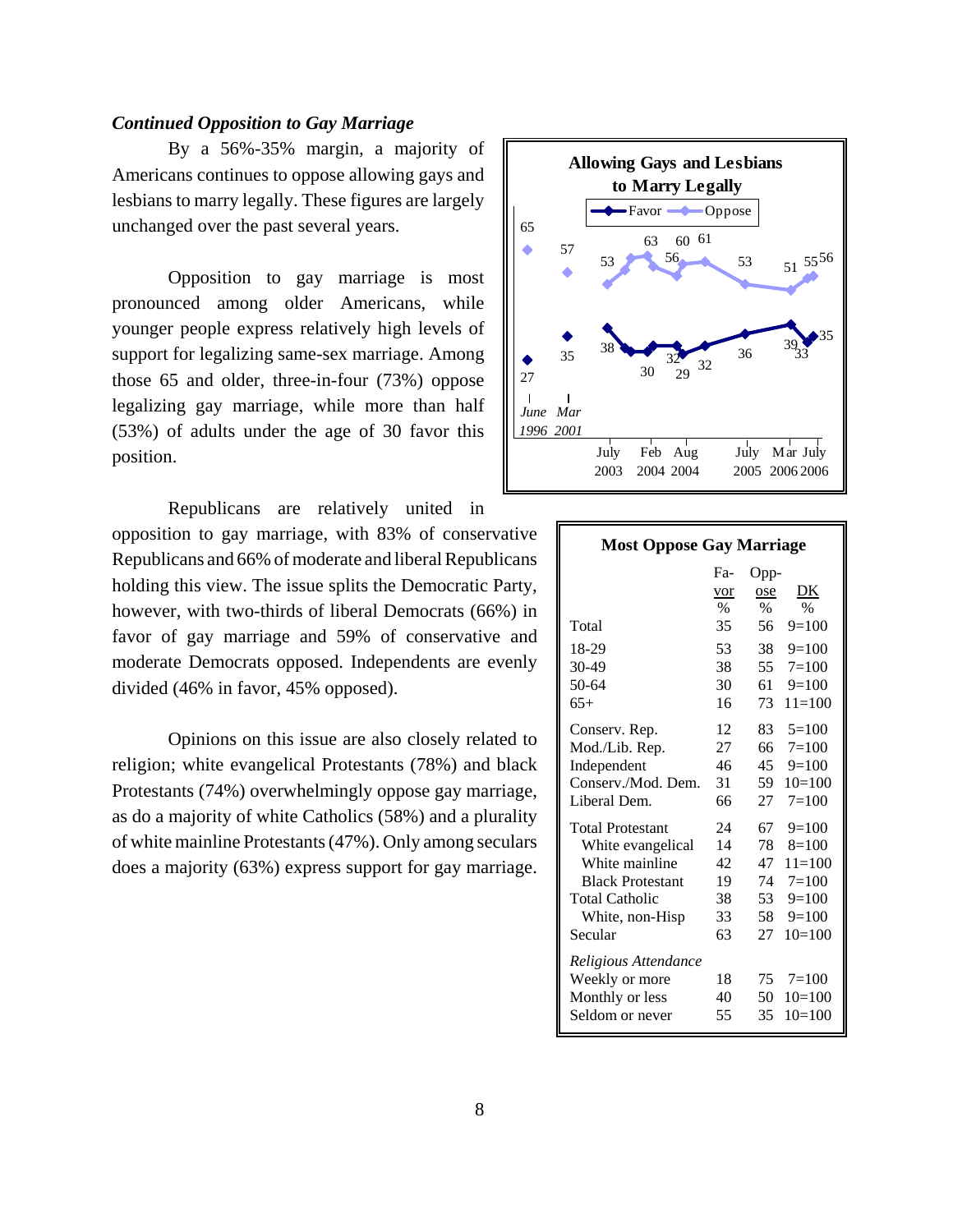### *Continued Opposition to Gay Marriage*

By a 56%-35% margin, a majority of Americans continues to oppose allowing gays and lesbians to marry legally. These figures are largely unchanged over the past several years.

Opposition to gay marriage is most pronounced among older Americans, while younger people express relatively high levels of support for legalizing same-sex marriage. Among those 65 and older, three-in-four (73%) oppose legalizing gay marriage, while more than half (53%) of adults under the age of 30 favor this position.

Republicans are relatively united in opposition to gay marriage, with 83% of conservative Republicans and 66% of moderate and liberal Republicans holding this view. The issue splits the Democratic Party, however, with two-thirds of liberal Democrats (66%) in favor of gay marriage and 59% of conservative and moderate Democrats opposed. Independents are evenly divided (46% in favor, 45% opposed).

Opinions on this issue are also closely related to religion; white evangelical Protestants (78%) and black Protestants (74%) overwhelmingly oppose gay marriage, as do a majority of white Catholics (58%) and a plurality of white mainline Protestants (47%). Only among seculars does a majority (63%) express support for gay marriage.

**Allowing Gays and Lesbians to Marry Legally**

| | Favor | Oppose |
|---|---|---|
| June 1996 | 27 | 65 |
| Mar 2001 | 35 | 57 |
| July 2003 | 38 | 53 |
| | 30 | 56 |
| Feb 2004 | 30 | 63 |
| | 32 | 56 |
| Aug 2004 | 29 | 60 |
| | 32 | 61 |
| July 2005 | 36 | 53 |
| Mar 2006 | 39 | 51 |
| | 33 | 55 |
| July 2006 | 35 | 56 |

**Most Oppose Gay Marriage**

| | Favor % | Oppose % | DK % |
|---|---|---|---|
| Total | 35 | 56 | 9=100 |
| 18-29 | 53 | 38 | 9=100 |
| 30-49 | 38 | 55 | 7=100 |
| 50-64 | 30 | 61 | 9=100 |
| 65+ | 16 | 73 | 11=100 |
| Conserv. Rep. | 12 | 83 | 5=100 |
| Mod./Lib. Rep. | 27 | 66 | 7=100 |
| Independent | 46 | 45 | 9=100 |
| Conserv./Mod. Dem. | 31 | 59 | 10=100 |
| Liberal Dem. | 66 | 27 | 7=100 |
| Total Protestant | 24 | 67 | 9=100 |
| White evangelical | 14 | 78 | 8=100 |
| White mainline | 42 | 47 | 11=100 |
| Black Protestant | 19 | 74 | 7=100 |
| Total Catholic | 38 | 53 | 9=100 |
| White, non-Hisp | 33 | 58 | 9=100 |
| Secular | 63 | 27 | 10=100 |
| *Religious Attendance* | | | |
| Weekly or more | 18 | 75 | 7=100 |
| Monthly or less | 40 | 50 | 10=100 |
| Seldom or never | 55 | 35 | 10=100 |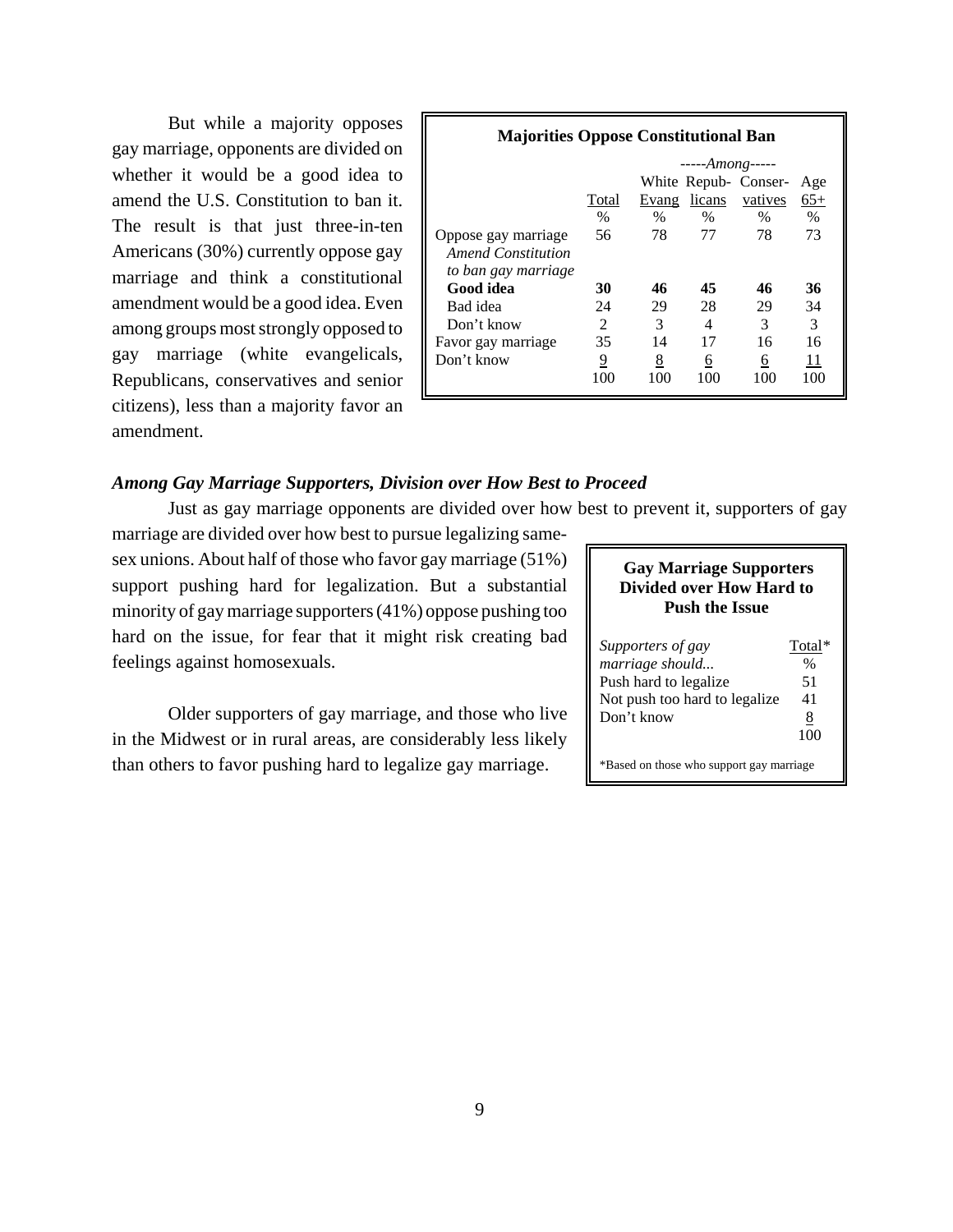But while a majority opposes gay marriage, opponents are divided on whether it would be a good idea to amend the U.S. Constitution to ban it. The result is that just three-in-ten Americans (30%) currently oppose gay marriage and think a constitutional amendment would be a good idea. Even among groups most strongly opposed to gay marriage (white evangelicals, Republicans, conservatives and senior citizens), less than a majority favor an amendment.

**Majorities Oppose Constitutional Ban**

| | | -----*Among*----- | | | |
|---|---|---|---|---|---|
| | Total | White Evang | Repub-licans | Conser-vatives | Age 65+ |
| | % | % | % | % | % |
| Oppose gay marriage | 56 | 78 | 77 | 78 | 73 |
| *Amend Constitution to ban gay marriage* | | | | | |
| **Good idea** | **30** | **46** | **45** | **46** | **36** |
| Bad idea | 24 | 29 | 28 | 29 | 34 |
| Don't know | 2 | 3 | 4 | 3 | 3 |
| Favor gay marriage | 35 | 14 | 17 | 16 | 16 |
| Don't know | 9 | 8 | 6 | 6 | 11 |
| | 100 | 100 | 100 | 100 | 100 |

### *Among Gay Marriage Supporters, Division over How Best to Proceed*

Just as gay marriage opponents are divided over how best to prevent it, supporters of gay marriage are divided over how best to pursue legalizing same-sex unions. About half of those who favor gay marriage (51%) support pushing hard for legalization. But a substantial minority of gay marriage supporters (41%) oppose pushing too hard on the issue, for fear that it might risk creating bad feelings against homosexuals.

Older supporters of gay marriage, and those who live in the Midwest or in rural areas, are considerably less likely than others to favor pushing hard to legalize gay marriage.

**Gay Marriage Supporters Divided over How Hard to Push the Issue**

| *Supporters of gay marriage should...* | Total* |
|---|---|
| | % |
| Push hard to legalize | 51 |
| Not push too hard to legalize | 41 |
| Don't know | 8 |
| | 100 |

*Based on those who support gay marriage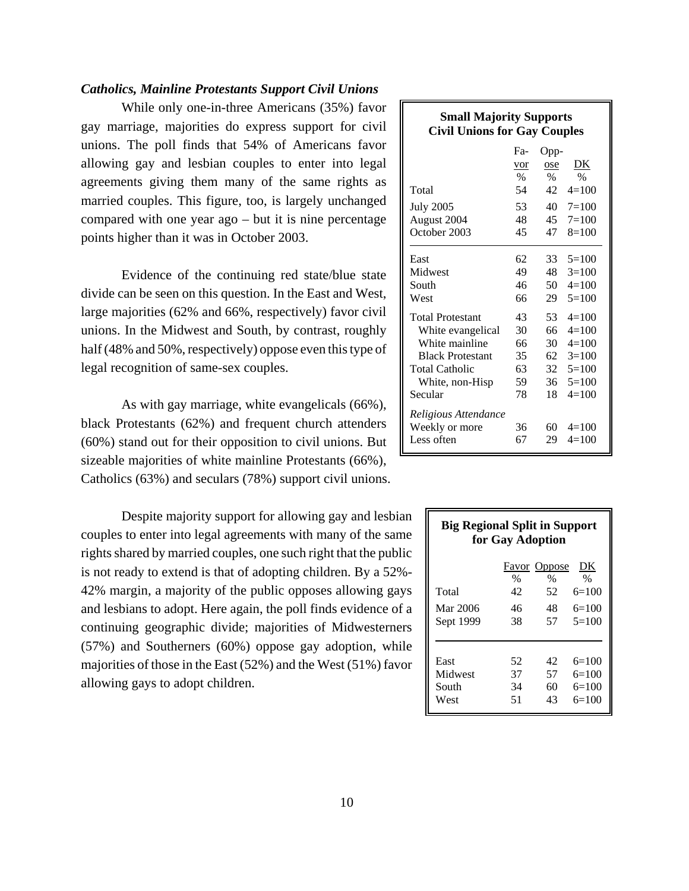### *Catholics, Mainline Protestants Support Civil Unions*

While only one-in-three Americans (35%) favor gay marriage, majorities do express support for civil unions. The poll finds that 54% of Americans favor allowing gay and lesbian couples to enter into legal agreements giving them many of the same rights as married couples. This figure, too, is largely unchanged compared with one year ago – but it is nine percentage points higher than it was in October 2003.

Evidence of the continuing red state/blue state divide can be seen on this question. In the East and West, large majorities (62% and 66%, respectively) favor civil unions. In the Midwest and South, by contrast, roughly half (48% and 50%, respectively) oppose even this type of legal recognition of same-sex couples.

As with gay marriage, white evangelicals (66%), black Protestants (62%) and frequent church attenders (60%) stand out for their opposition to civil unions. But sizeable majorities of white mainline Protestants (66%), Catholics (63%) and seculars (78%) support civil unions.

**Small Majority Supports Civil Unions for Gay Couples**

| | Favor | Oppose | DK |
|---|---|---|---|
| | % | % | % |
| Total | 54 | 42 | 4=100 |
| July 2005 | 53 | 40 | 7=100 |
| August 2004 | 48 | 45 | 7=100 |
| October 2003 | 45 | 47 | 8=100 |
| East | 62 | 33 | 5=100 |
| Midwest | 49 | 48 | 3=100 |
| South | 46 | 50 | 4=100 |
| West | 66 | 29 | 5=100 |
| Total Protestant | 43 | 53 | 4=100 |
| White evangelical | 30 | 66 | 4=100 |
| White mainline | 66 | 30 | 4=100 |
| Black Protestant | 35 | 62 | 3=100 |
| Total Catholic | 63 | 32 | 5=100 |
| White, non-Hisp | 59 | 36 | 5=100 |
| Secular | 78 | 18 | 4=100 |
| *Religious Attendance* | | | |
| Weekly or more | 36 | 60 | 4=100 |
| Less often | 67 | 29 | 4=100 |

Despite majority support for allowing gay and lesbian couples to enter into legal agreements with many of the same rights shared by married couples, one such right that the public is not ready to extend is that of adopting children. By a 52%-42% margin, a majority of the public opposes allowing gays and lesbians to adopt. Here again, the poll finds evidence of a continuing geographic divide; majorities of Midwesterners (57%) and Southerners (60%) oppose gay adoption, while majorities of those in the East (52%) and the West (51%) favor allowing gays to adopt children.

**Big Regional Split in Support for Gay Adoption**

| | Favor | Oppose | DK |
|---|---|---|---|
| | % | % | % |
| Total | 42 | 52 | 6=100 |
| Mar 2006 | 46 | 48 | 6=100 |
| Sept 1999 | 38 | 57 | 5=100 |
| East | 52 | 42 | 6=100 |
| Midwest | 37 | 57 | 6=100 |
| South | 34 | 60 | 6=100 |
| West | 51 | 43 | 6=100 |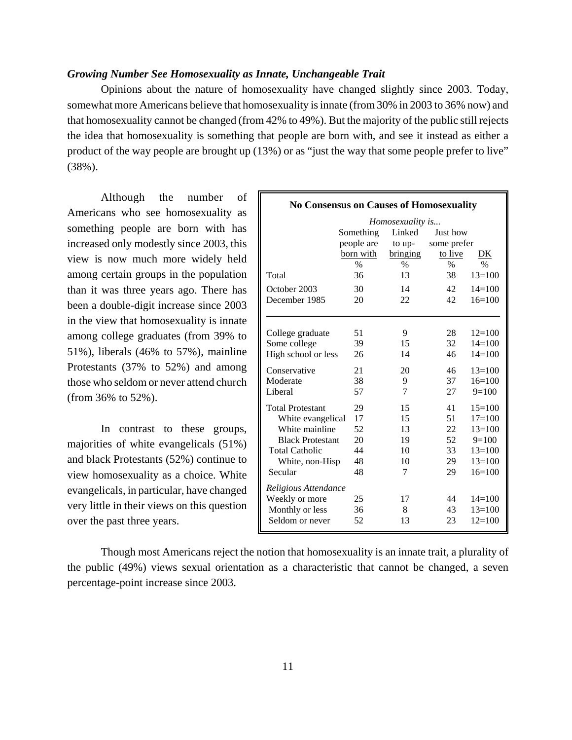***Growing Number See Homosexuality as Innate, Unchangeable Trait***

Opinions about the nature of homosexuality have changed slightly since 2003. Today, somewhat more Americans believe that homosexuality is innate (from 30% in 2003 to 36% now) and that homosexuality cannot be changed (from 42% to 49%). But the majority of the public still rejects the idea that homosexuality is something that people are born with, and see it instead as either a product of the way people are brought up (13%) or as "just the way that some people prefer to live" (38%).

Although the number of Americans who see homosexuality as something people are born with has increased only modestly since 2003, this view is now much more widely held among certain groups in the population than it was three years ago. There has been a double-digit increase since 2003 in the view that homosexuality is innate among college graduates (from 39% to 51%), liberals (46% to 57%), mainline Protestants (37% to 52%) and among those who seldom or never attend church (from 36% to 52%).

In contrast to these groups, majorities of white evangelicals (51%) and black Protestants (52%) continue to view homosexuality as a choice. White evangelicals, in particular, have changed very little in their views on this question over the past three years.

**No Consensus on Causes of Homosexuality**

| | *Homosexuality is...* | | | |
|---|---|---|---|---|
| | Something people are born with | Linked to up-bringing | Just how some prefer to live | DK |
| | % | % | % | % |
| Total | 36 | 13 | 38 | 13=100 |
| October 2003 | 30 | 14 | 42 | 14=100 |
| December 1985 | 20 | 22 | 42 | 16=100 |
| College graduate | 51 | 9 | 28 | 12=100 |
| Some college | 39 | 15 | 32 | 14=100 |
| High school or less | 26 | 14 | 46 | 14=100 |
| Conservative | 21 | 20 | 46 | 13=100 |
| Moderate | 38 | 9 | 37 | 16=100 |
| Liberal | 57 | 7 | 27 | 9=100 |
| Total Protestant | 29 | 15 | 41 | 15=100 |
| White evangelical | 17 | 15 | 51 | 17=100 |
| White mainline | 52 | 13 | 22 | 13=100 |
| Black Protestant | 20 | 19 | 52 | 9=100 |
| Total Catholic | 44 | 10 | 33 | 13=100 |
| White, non-Hisp | 48 | 10 | 29 | 13=100 |
| Secular | 48 | 7 | 29 | 16=100 |
| *Religious Attendance* | | | | |
| Weekly or more | 25 | 17 | 44 | 14=100 |
| Monthly or less | 36 | 8 | 43 | 13=100 |
| Seldom or never | 52 | 13 | 23 | 12=100 |

Though most Americans reject the notion that homosexuality is an innate trait, a plurality of the public (49%) views sexual orientation as a characteristic that cannot be changed, a seven percentage-point increase since 2003.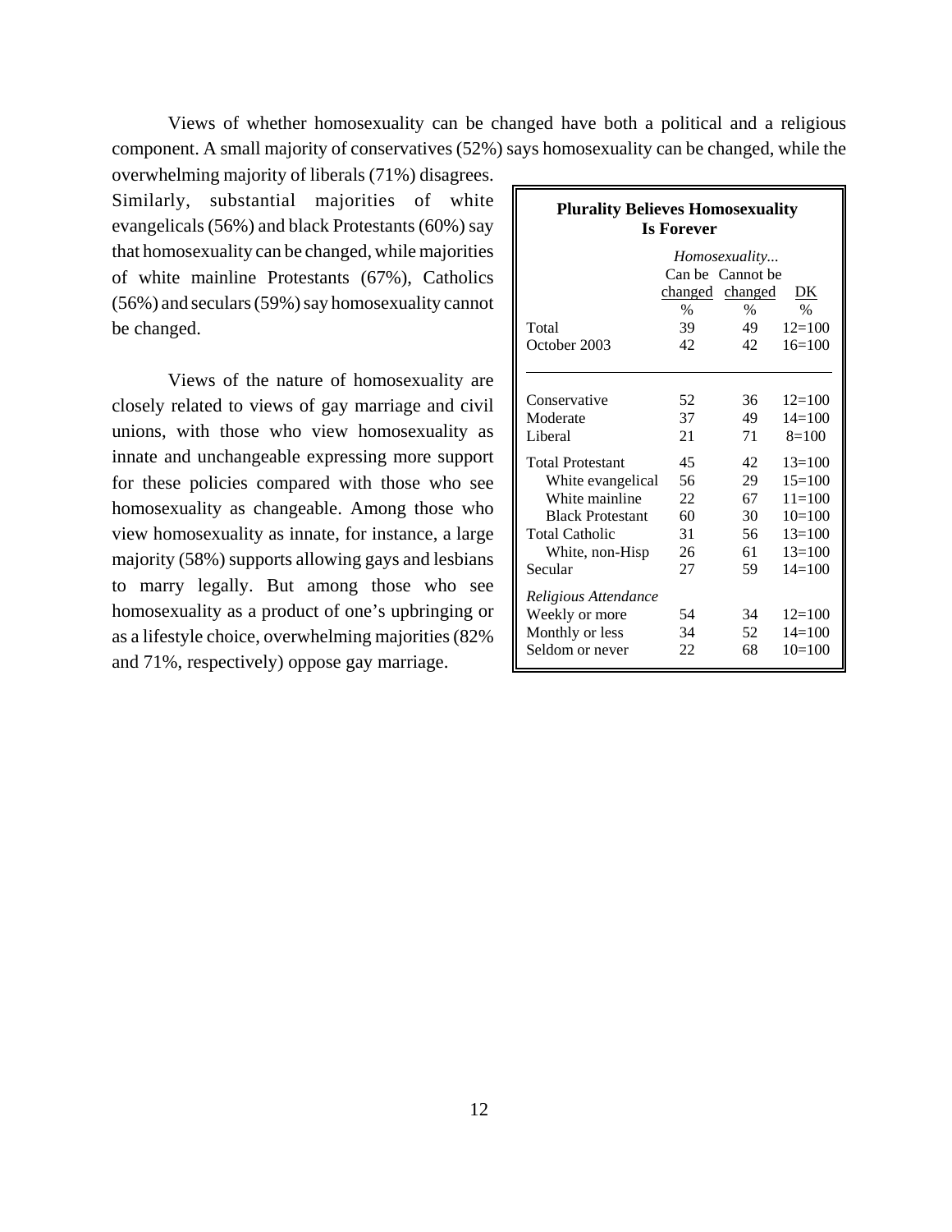Views of whether homosexuality can be changed have both a political and a religious component. A small majority of conservatives (52%) says homosexuality can be changed, while the overwhelming majority of liberals (71%) disagrees. Similarly, substantial majorities of white evangelicals (56%) and black Protestants (60%) say that homosexuality can be changed, while majorities of white mainline Protestants (67%), Catholics (56%) and seculars (59%) say homosexuality cannot be changed.

Views of the nature of homosexuality are closely related to views of gay marriage and civil unions, with those who view homosexuality as innate and unchangeable expressing more support for these policies compared with those who see homosexuality as changeable. Among those who view homosexuality as innate, for instance, a large majority (58%) supports allowing gays and lesbians to marry legally. But among those who see homosexuality as a product of one's upbringing or as a lifestyle choice, overwhelming majorities (82% and 71%, respectively) oppose gay marriage.

**Plurality Believes Homosexuality Is Forever**

| | *Homosexuality...* | | |
|---|---|---|---|
| | Can be changed | Cannot be changed | DK |
| | % | % | % |
| Total | 39 | 49 | 12=100 |
| October 2003 | 42 | 42 | 16=100 |
| Conservative | 52 | 36 | 12=100 |
| Moderate | 37 | 49 | 14=100 |
| Liberal | 21 | 71 | 8=100 |
| Total Protestant | 45 | 42 | 13=100 |
| White evangelical | 56 | 29 | 15=100 |
| White mainline | 22 | 67 | 11=100 |
| Black Protestant | 60 | 30 | 10=100 |
| Total Catholic | 31 | 56 | 13=100 |
| White, non-Hisp | 26 | 61 | 13=100 |
| Secular | 27 | 59 | 14=100 |
| *Religious Attendance* | | | |
| Weekly or more | 54 | 34 | 12=100 |
| Monthly or less | 34 | 52 | 14=100 |
| Seldom or never | 22 | 68 | 10=100 |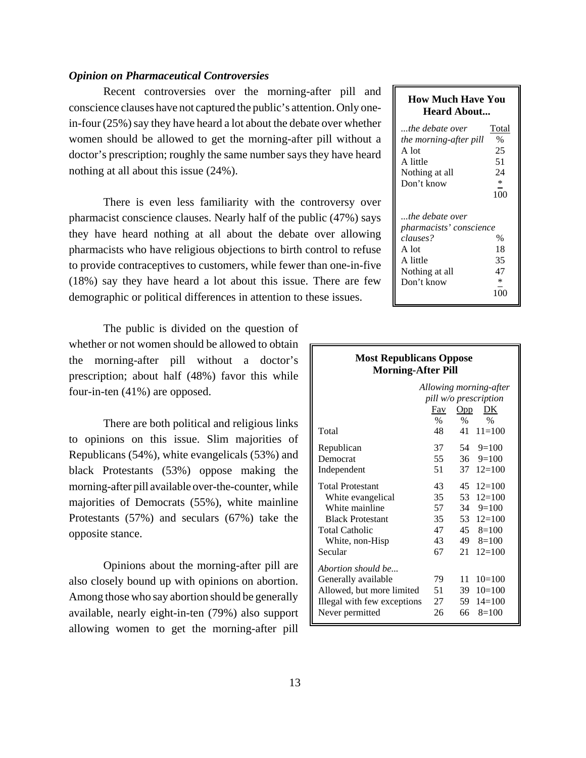### *Opinion on Pharmaceutical Controversies*

Recent controversies over the morning-after pill and conscience clauses have not captured the public's attention. Only one-in-four (25%) say they have heard a lot about the debate over whether women should be allowed to get the morning-after pill without a doctor's prescription; roughly the same number says they have heard nothing at all about this issue (24%).

There is even less familiarity with the controversy over pharmacist conscience clauses. Nearly half of the public (47%) says they have heard nothing at all about the debate over allowing pharmacists who have religious objections to birth control to refuse to provide contraceptives to customers, while fewer than one-in-five (18%) say they have heard a lot about this issue. There are few demographic or political differences in attention to these issues.

**How Much Have You Heard About...**

| | Total |
|---|---|
| *...the debate over the morning-after pill* | % |
| A lot | 25 |
| A little | 51 |
| Nothing at all | 24 |
| Don't know | * |
| | 100 |
| *...the debate over pharmacists' conscience clauses?* | % |
| A lot | 18 |
| A little | 35 |
| Nothing at all | 47 |
| Don't know | * |
| | 100 |

The public is divided on the question of whether or not women should be allowed to obtain the morning-after pill without a doctor's prescription; about half (48%) favor this while four-in-ten (41%) are opposed.

There are both political and religious links to opinions on this issue. Slim majorities of Republicans (54%), white evangelicals (53%) and black Protestants (53%) oppose making the morning-after pill available over-the-counter, while majorities of Democrats (55%), white mainline Protestants (57%) and seculars (67%) take the opposite stance.

Opinions about the morning-after pill are also closely bound up with opinions on abortion. Among those who say abortion should be generally available, nearly eight-in-ten (79%) also support allowing women to get the morning-after pill

**Most Republicans Oppose Morning-After Pill**

| | *Allowing morning-after pill w/o prescription* | | |
|---|---|---|---|
| | Fav | Opp | DK |
| | % | % | % |
| Total | 48 | 41 | 11=100 |
| Republican | 37 | 54 | 9=100 |
| Democrat | 55 | 36 | 9=100 |
| Independent | 51 | 37 | 12=100 |
| Total Protestant | 43 | 45 | 12=100 |
| White evangelical | 35 | 53 | 12=100 |
| White mainline | 57 | 34 | 9=100 |
| Black Protestant | 35 | 53 | 12=100 |
| Total Catholic | 47 | 45 | 8=100 |
| White, non-Hisp | 43 | 49 | 8=100 |
| Secular | 67 | 21 | 12=100 |
| *Abortion should be...* | | | |
| Generally available | 79 | 11 | 10=100 |
| Allowed, but more limited | 51 | 39 | 10=100 |
| Illegal with few exceptions | 27 | 59 | 14=100 |
| Never permitted | 26 | 66 | 8=100 |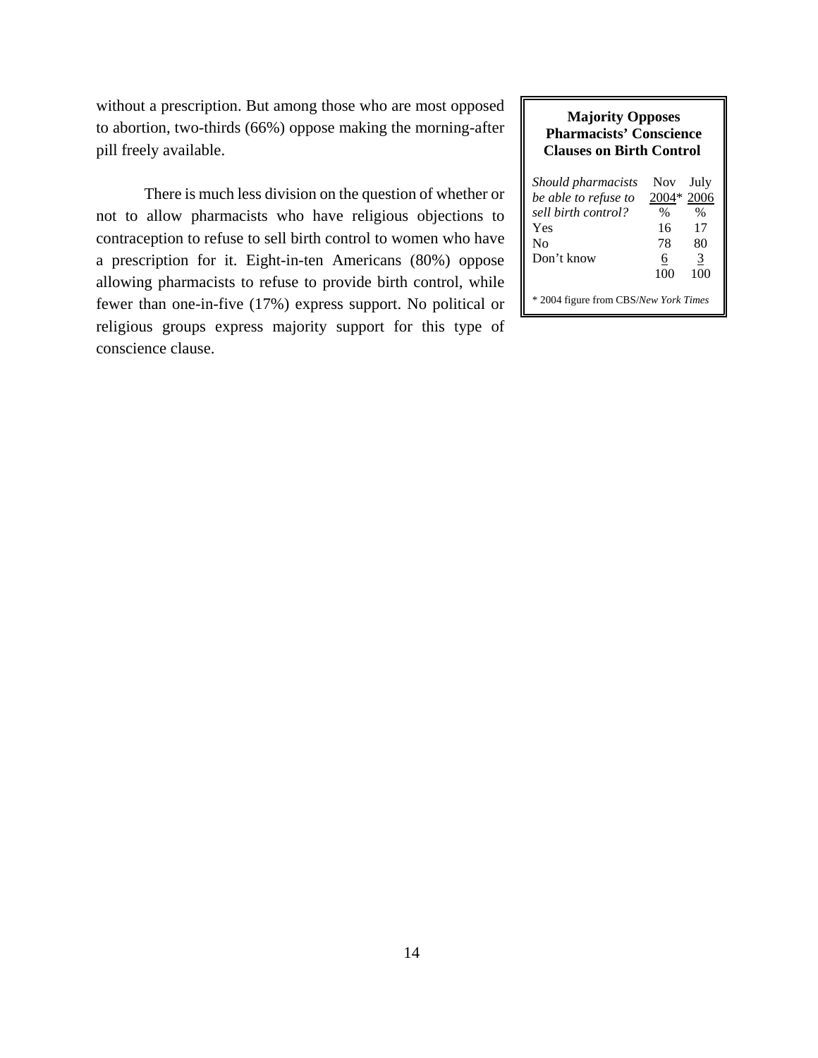without a prescription. But among those who are most opposed to abortion, two-thirds (66%) oppose making the morning-after pill freely available.

There is much less division on the question of whether or not to allow pharmacists who have religious objections to contraception to refuse to sell birth control to women who have a prescription for it. Eight-in-ten Americans (80%) oppose allowing pharmacists to refuse to provide birth control, while fewer than one-in-five (17%) express support. No political or religious groups express majority support for this type of conscience clause.

**Majority Opposes Pharmacists' Conscience Clauses on Birth Control**

| *Should pharmacists be able to refuse to sell birth control?* | Nov 2004* % | July 2006 % |
|---|---|---|
| Yes | 16 | 17 |
| No | 78 | 80 |
| Don't know | 6 | 3 |
| | 100 | 100 |

\* 2004 figure from CBS/*New York Times*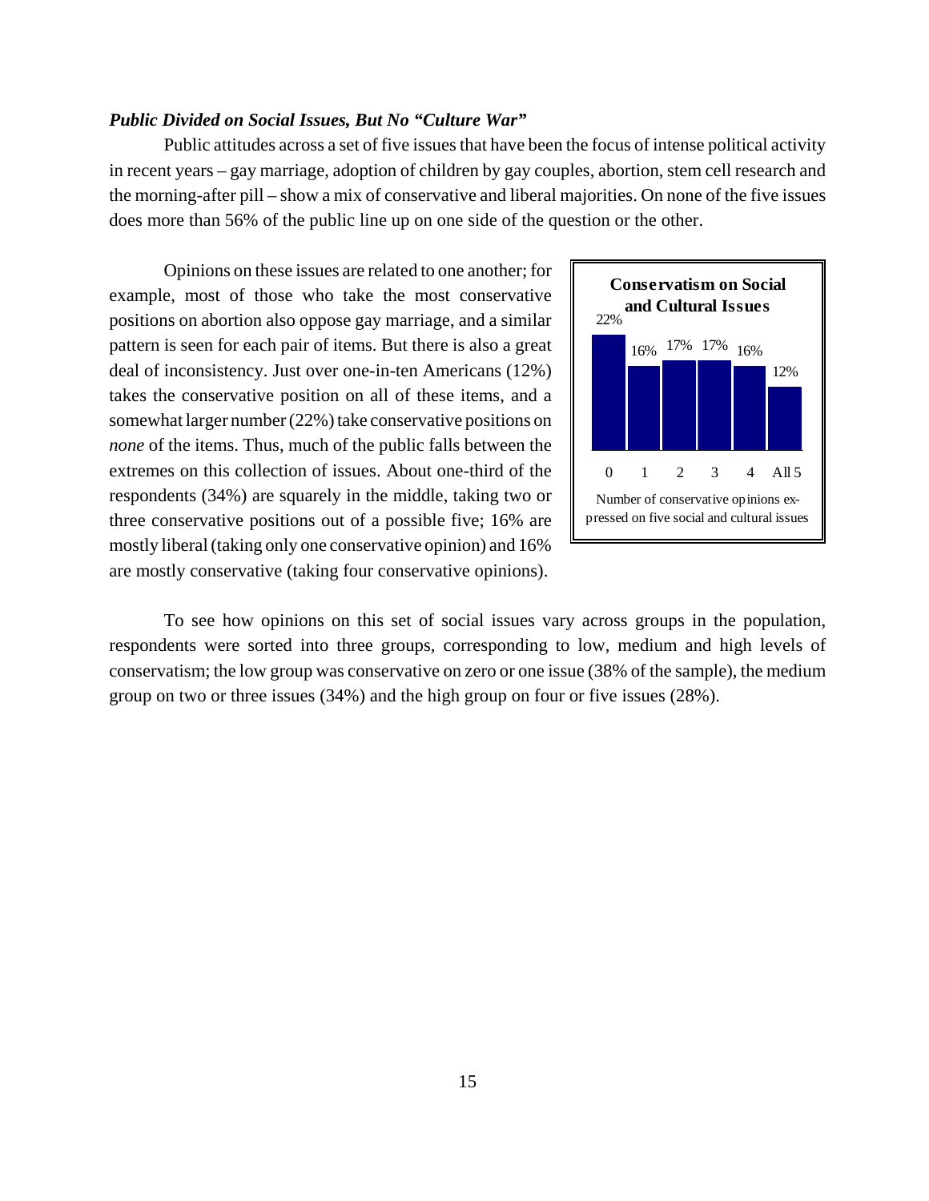### *Public Divided on Social Issues, But No "Culture War"*

Public attitudes across a set of five issues that have been the focus of intense political activity in recent years – gay marriage, adoption of children by gay couples, abortion, stem cell research and the morning-after pill – show a mix of conservative and liberal majorities. On none of the five issues does more than 56% of the public line up on one side of the question or the other.

Opinions on these issues are related to one another; for example, most of those who take the most conservative positions on abortion also oppose gay marriage, and a similar pattern is seen for each pair of items. But there is also a great deal of inconsistency. Just over one-in-ten Americans (12%) takes the conservative position on all of these items, and a somewhat larger number (22%) take conservative positions on *none* of the items. Thus, much of the public falls between the extremes on this collection of issues. About one-third of the respondents (34%) are squarely in the middle, taking two or three conservative positions out of a possible five; 16% are mostly liberal (taking only one conservative opinion) and 16% are mostly conservative (taking four conservative opinions).

**Conservatism on Social and Cultural Issues**

| 0 | 1 | 2 | 3 | 4 | All 5 |
|---|---|---|---|---|---|
| 22% | 16% | 17% | 17% | 16% | 12% |

Number of conservative opinions expressed on five social and cultural issues

To see how opinions on this set of social issues vary across groups in the population, respondents were sorted into three groups, corresponding to low, medium and high levels of conservatism; the low group was conservative on zero or one issue (38% of the sample), the medium group on two or three issues (34%) and the high group on four or five issues (28%).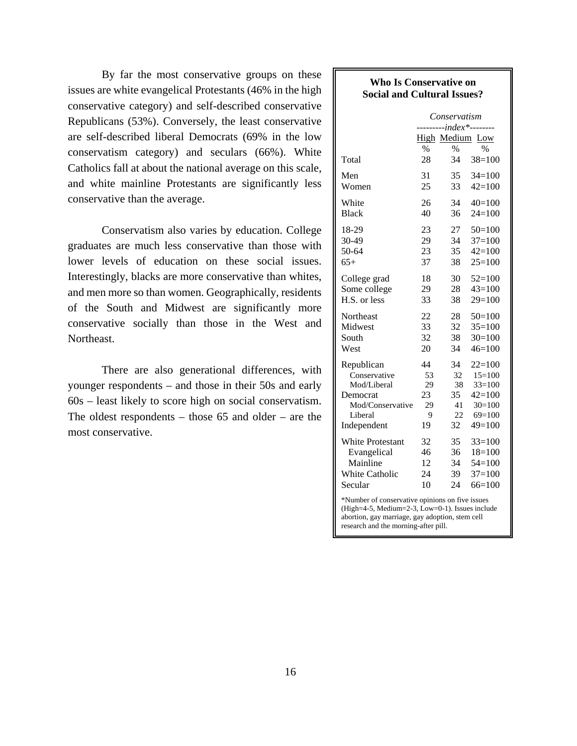By far the most conservative groups on these issues are white evangelical Protestants (46% in the high conservative category) and self-described conservative Republicans (53%). Conversely, the least conservative are self-described liberal Democrats (69% in the low conservatism category) and seculars (66%). White Catholics fall at about the national average on this scale, and white mainline Protestants are significantly less conservative than the average.

Conservatism also varies by education. College graduates are much less conservative than those with lower levels of education on these social issues. Interestingly, blacks are more conservative than whites, and men more so than women. Geographically, residents of the South and Midwest are significantly more conservative socially than those in the West and Northeast.

There are also generational differences, with younger respondents – and those in their 50s and early 60s – least likely to score high on social conservatism. The oldest respondents – those 65 and older – are the most conservative.

**Who Is Conservative on Social and Cultural Issues?**

| | *Conservatism index** | | |
|---|---|---|---|
| | High | Medium | Low |
| | % | % | % |
| Total | 28 | 34 | 38=100 |
| Men | 31 | 35 | 34=100 |
| Women | 25 | 33 | 42=100 |
| White | 26 | 34 | 40=100 |
| Black | 40 | 36 | 24=100 |
| 18-29 | 23 | 27 | 50=100 |
| 30-49 | 29 | 34 | 37=100 |
| 50-64 | 23 | 35 | 42=100 |
| 65+ | 37 | 38 | 25=100 |
| College grad | 18 | 30 | 52=100 |
| Some college | 29 | 28 | 43=100 |
| H.S. or less | 33 | 38 | 29=100 |
| Northeast | 22 | 28 | 50=100 |
| Midwest | 33 | 32 | 35=100 |
| South | 32 | 38 | 30=100 |
| West | 20 | 34 | 46=100 |
| Republican | 44 | 34 | 22=100 |
| Conservative | 53 | 32 | 15=100 |
| Mod/Liberal | 29 | 38 | 33=100 |
| Democrat | 23 | 35 | 42=100 |
| Mod/Conservative | 29 | 41 | 30=100 |
| Liberal | 9 | 22 | 69=100 |
| Independent | 19 | 32 | 49=100 |
| White Protestant | 32 | 35 | 33=100 |
| Evangelical | 46 | 36 | 18=100 |
| Mainline | 12 | 34 | 54=100 |
| White Catholic | 24 | 39 | 37=100 |
| Secular | 10 | 24 | 66=100 |

*Number of conservative opinions on five issues (High=4-5, Medium=2-3, Low=0-1). Issues include abortion, gay marriage, gay adoption, stem cell research and the morning-after pill.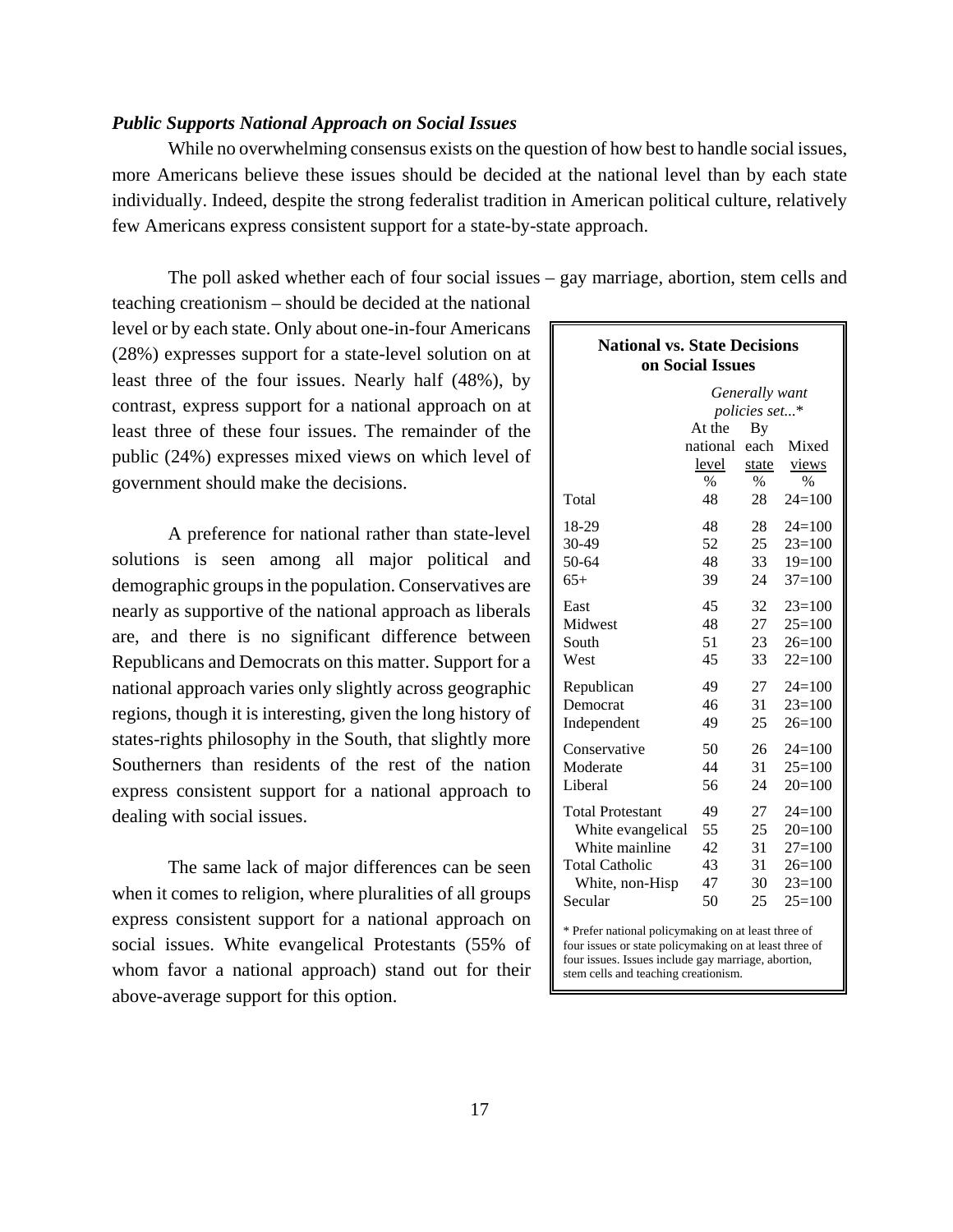***Public Supports National Approach on Social Issues***

While no overwhelming consensus exists on the question of how best to handle social issues, more Americans believe these issues should be decided at the national level than by each state individually. Indeed, despite the strong federalist tradition in American political culture, relatively few Americans express consistent support for a state-by-state approach.

The poll asked whether each of four social issues – gay marriage, abortion, stem cells and teaching creationism – should be decided at the national level or by each state. Only about one-in-four Americans (28%) expresses support for a state-level solution on at least three of the four issues. Nearly half (48%), by contrast, express support for a national approach on at least three of these four issues. The remainder of the public (24%) expresses mixed views on which level of government should make the decisions.

A preference for national rather than state-level solutions is seen among all major political and demographic groups in the population. Conservatives are nearly as supportive of the national approach as liberals are, and there is no significant difference between Republicans and Democrats on this matter. Support for a national approach varies only slightly across geographic regions, though it is interesting, given the long history of states-rights philosophy in the South, that slightly more Southerners than residents of the rest of the nation express consistent support for a national approach to dealing with social issues.

The same lack of major differences can be seen when it comes to religion, where pluralities of all groups express consistent support for a national approach on social issues. White evangelical Protestants (55% of whom favor a national approach) stand out for their above-average support for this option.

**National vs. State Decisions on Social Issues**

| | *Generally want policies set...** | | |
|---|---|---|---|
| | At the national level | By each state | Mixed views |
| | % | % | % |
| Total | 48 | 28 | 24=100 |
| 18-29 | 48 | 28 | 24=100 |
| 30-49 | 52 | 25 | 23=100 |
| 50-64 | 48 | 33 | 19=100 |
| 65+ | 39 | 24 | 37=100 |
| East | 45 | 32 | 23=100 |
| Midwest | 48 | 27 | 25=100 |
| South | 51 | 23 | 26=100 |
| West | 45 | 33 | 22=100 |
| Republican | 49 | 27 | 24=100 |
| Democrat | 46 | 31 | 23=100 |
| Independent | 49 | 25 | 26=100 |
| Conservative | 50 | 26 | 24=100 |
| Moderate | 44 | 31 | 25=100 |
| Liberal | 56 | 24 | 20=100 |
| Total Protestant | 49 | 27 | 24=100 |
| White evangelical | 55 | 25 | 20=100 |
| White mainline | 42 | 31 | 27=100 |
| Total Catholic | 43 | 31 | 26=100 |
| White, non-Hisp | 47 | 30 | 23=100 |
| Secular | 50 | 25 | 25=100 |

\* Prefer national policymaking on at least three of four issues or state policymaking on at least three of four issues. Issues include gay marriage, abortion, stem cells and teaching creationism.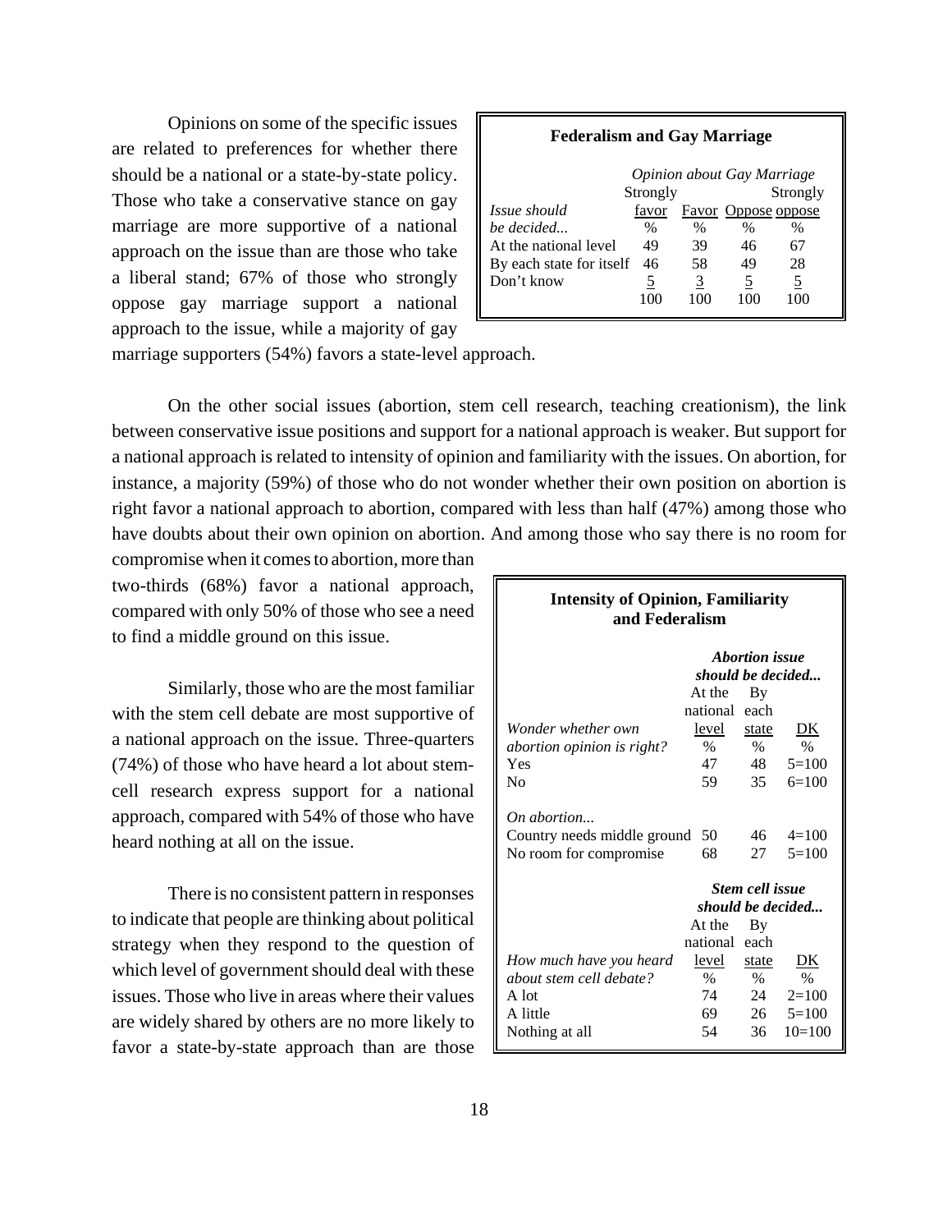Opinions on some of the specific issues are related to preferences for whether there should be a national or a state-by-state policy. Those who take a conservative stance on gay marriage are more supportive of a national approach on the issue than are those who take a liberal stand; 67% of those who strongly oppose gay marriage support a national approach to the issue, while a majority of gay marriage supporters (54%) favors a state-level approach.

**Federalism and Gay Marriage**

| | *Opinion about Gay Marriage* | | | |
|---|---|---|---|---|
| *Issue should be decided...* | Strongly favor | Favor | Oppose | Strongly oppose |
| | % | % | % | % |
| At the national level | 49 | 39 | 46 | 67 |
| By each state for itself | 46 | 58 | 49 | 28 |
| Don't know | 5 | 3 | 5 | 5 |
| | 100 | 100 | 100 | 100 |

On the other social issues (abortion, stem cell research, teaching creationism), the link between conservative issue positions and support for a national approach is weaker. But support for a national approach is related to intensity of opinion and familiarity with the issues. On abortion, for instance, a majority (59%) of those who do not wonder whether their own position on abortion is right favor a national approach to abortion, compared with less than half (47%) among those who have doubts about their own opinion on abortion. And among those who say there is no room for compromise when it comes to abortion, more than two-thirds (68%) favor a national approach, compared with only 50% of those who see a need to find a middle ground on this issue.

Similarly, those who are the most familiar with the stem cell debate are most supportive of a national approach on the issue. Three-quarters (74%) of those who have heard a lot about stem-cell research express support for a national approach, compared with 54% of those who have heard nothing at all on the issue.

**Intensity of Opinion, Familiarity and Federalism**

| | ***Abortion issue should be decided...*** | | |
|---|---|---|---|
| *Wonder whether own abortion opinion is right?* | At the national level | By each state | DK |
| | % | % | % |
| Yes | 47 | 48 | 5=100 |
| No | 59 | 35 | 6=100 |
| *On abortion...* | | | |
| Country needs middle ground | 50 | 46 | 4=100 |
| No room for compromise | 68 | 27 | 5=100 |
| | ***Stem cell issue should be decided...*** | | |
| *How much have you heard about stem cell debate?* | At the national level | By each state | DK |
| | % | % | % |
| A lot | 74 | 24 | 2=100 |
| A little | 69 | 26 | 5=100 |
| Nothing at all | 54 | 36 | 10=100 |

There is no consistent pattern in responses to indicate that people are thinking about political strategy when they respond to the question of which level of government should deal with these issues. Those who live in areas where their values are widely shared by others are no more likely to favor a state-by-state approach than are those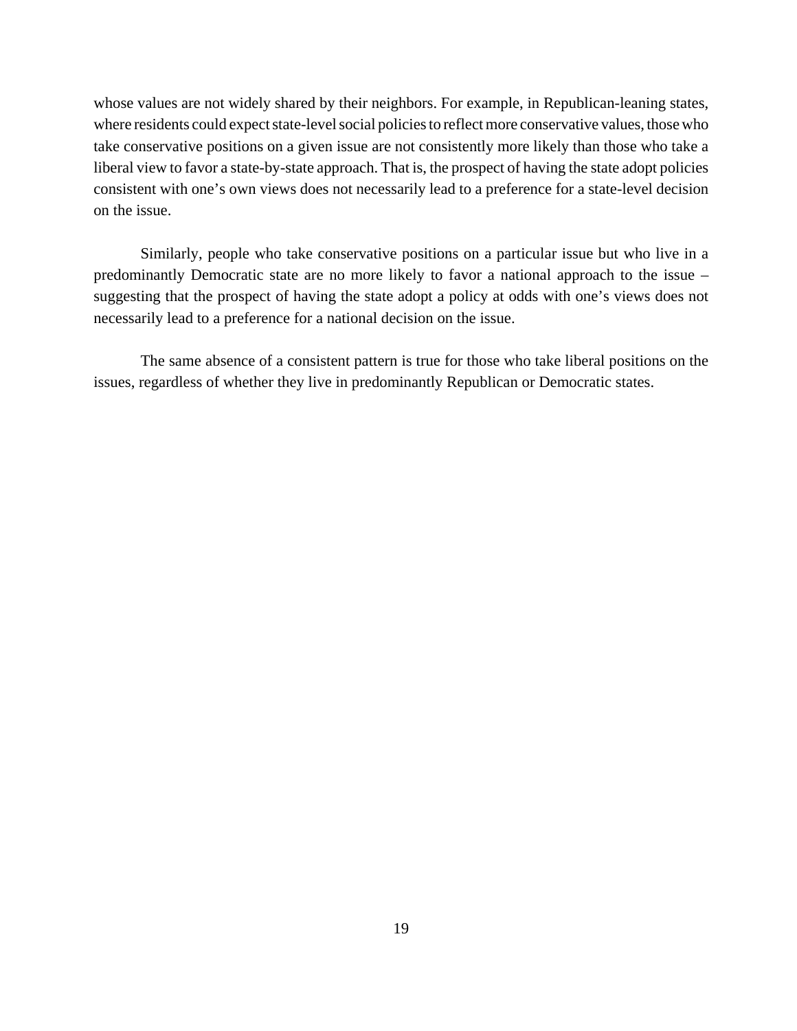whose values are not widely shared by their neighbors. For example, in Republican-leaning states, where residents could expect state-level social policies to reflect more conservative values, those who take conservative positions on a given issue are not consistently more likely than those who take a liberal view to favor a state-by-state approach. That is, the prospect of having the state adopt policies consistent with one's own views does not necessarily lead to a preference for a state-level decision on the issue.

Similarly, people who take conservative positions on a particular issue but who live in a predominantly Democratic state are no more likely to favor a national approach to the issue – suggesting that the prospect of having the state adopt a policy at odds with one's views does not necessarily lead to a preference for a national decision on the issue.

The same absence of a consistent pattern is true for those who take liberal positions on the issues, regardless of whether they live in predominantly Republican or Democratic states.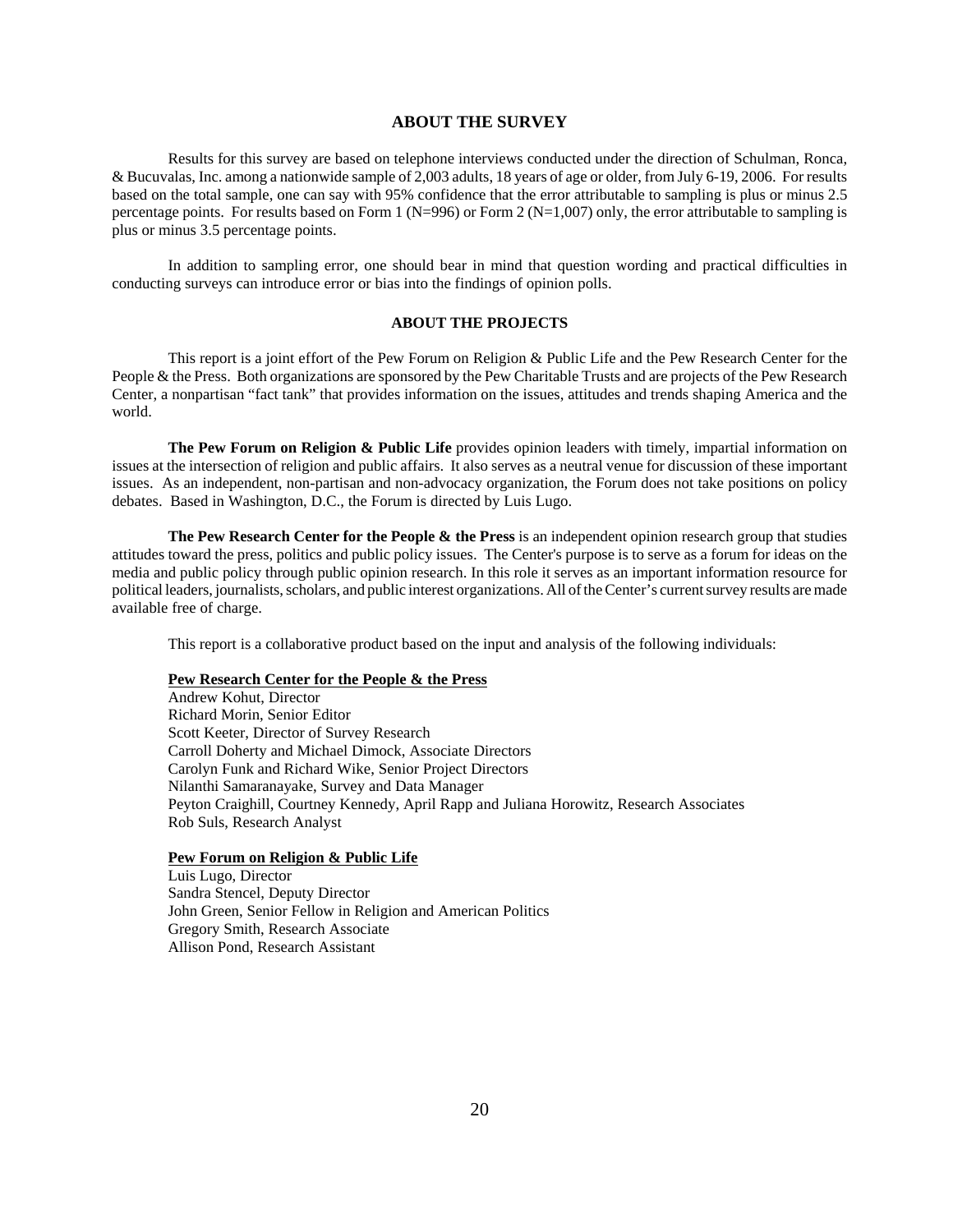## ABOUT THE SURVEY

Results for this survey are based on telephone interviews conducted under the direction of Schulman, Ronca, & Bucuvalas, Inc. among a nationwide sample of 2,003 adults, 18 years of age or older, from July 6-19, 2006. For results based on the total sample, one can say with 95% confidence that the error attributable to sampling is plus or minus 2.5 percentage points. For results based on Form 1 (N=996) or Form 2 (N=1,007) only, the error attributable to sampling is plus or minus 3.5 percentage points.

In addition to sampling error, one should bear in mind that question wording and practical difficulties in conducting surveys can introduce error or bias into the findings of opinion polls.

## ABOUT THE PROJECTS

This report is a joint effort of the Pew Forum on Religion & Public Life and the Pew Research Center for the People & the Press. Both organizations are sponsored by the Pew Charitable Trusts and are projects of the Pew Research Center, a nonpartisan "fact tank" that provides information on the issues, attitudes and trends shaping America and the world.

**The Pew Forum on Religion & Public Life** provides opinion leaders with timely, impartial information on issues at the intersection of religion and public affairs. It also serves as a neutral venue for discussion of these important issues. As an independent, non-partisan and non-advocacy organization, the Forum does not take positions on policy debates. Based in Washington, D.C., the Forum is directed by Luis Lugo.

**The Pew Research Center for the People & the Press** is an independent opinion research group that studies attitudes toward the press, politics and public policy issues. The Center's purpose is to serve as a forum for ideas on the media and public policy through public opinion research. In this role it serves as an important information resource for political leaders, journalists, scholars, and public interest organizations. All of the Center's current survey results are made available free of charge.

This report is a collaborative product based on the input and analysis of the following individuals:

**Pew Research Center for the People & the Press**

Andrew Kohut, Director
Richard Morin, Senior Editor
Scott Keeter, Director of Survey Research
Carroll Doherty and Michael Dimock, Associate Directors
Carolyn Funk and Richard Wike, Senior Project Directors
Nilanthi Samaranayake, Survey and Data Manager
Peyton Craighill, Courtney Kennedy, April Rapp and Juliana Horowitz, Research Associates
Rob Suls, Research Analyst

**Pew Forum on Religion & Public Life**

Luis Lugo, Director
Sandra Stencel, Deputy Director
John Green, Senior Fellow in Religion and American Politics
Gregory Smith, Research Associate
Allison Pond, Research Assistant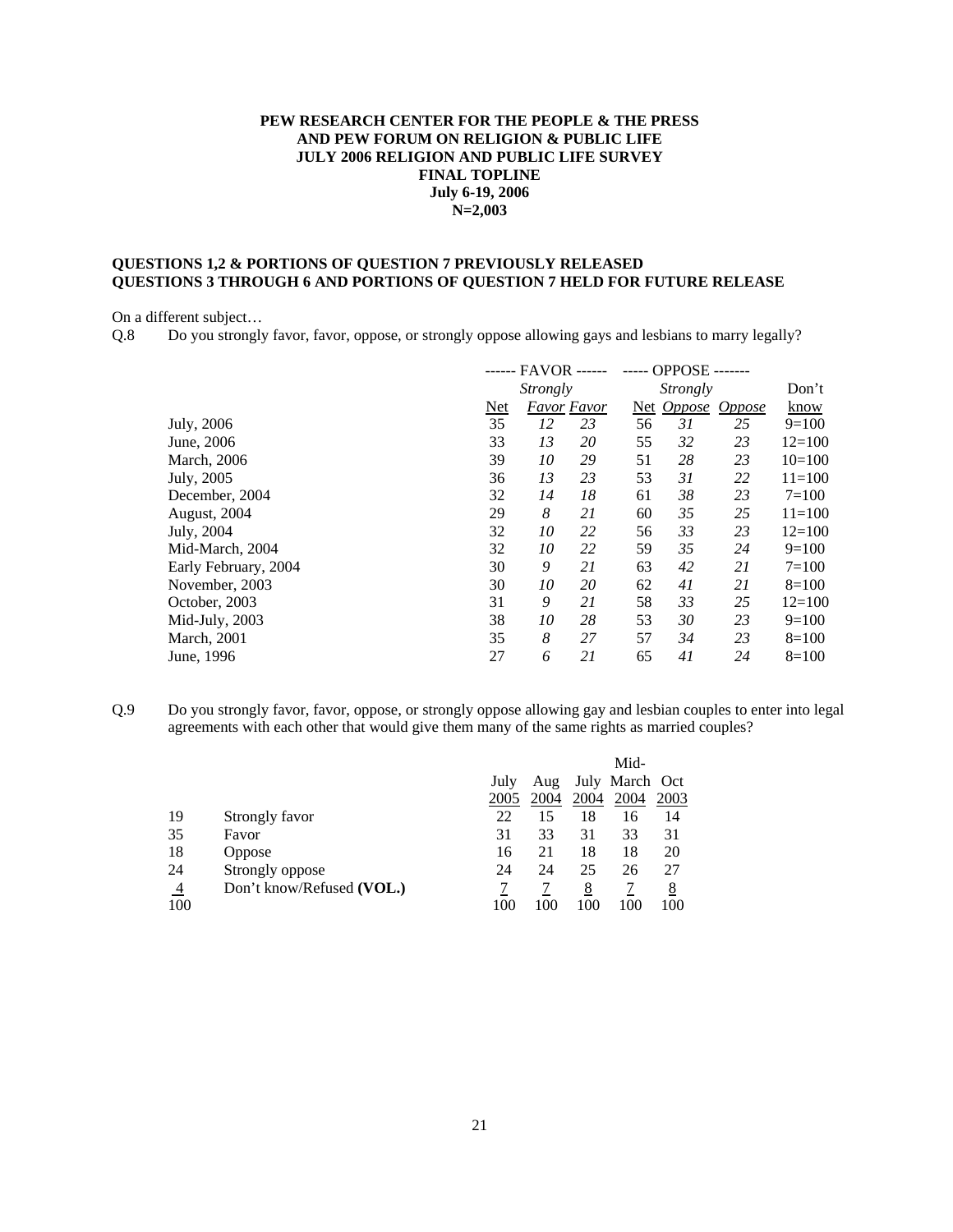**PEW RESEARCH CENTER FOR THE PEOPLE & THE PRESS**
**AND PEW FORUM ON RELIGION & PUBLIC LIFE**
**JULY 2006 RELIGION AND PUBLIC LIFE SURVEY**
**FINAL TOPLINE**
**July 6-19, 2006**
**N=2,003**

**QUESTIONS 1,2 & PORTIONS OF QUESTION 7 PREVIOUSLY RELEASED**
**QUESTIONS 3 THROUGH 6 AND PORTIONS OF QUESTION 7 HELD FOR FUTURE RELEASE**

On a different subject…

Q.8 Do you strongly favor, favor, oppose, or strongly oppose allowing gays and lesbians to marry legally?

| | ------ FAVOR ------ | | | ----- OPPOSE ------- | | | |
|---|---|---|---|---|---|---|---|
| | Net | *Strongly Favor* | *Favor* | Net | *Strongly Oppose* | *Oppose* | Don't know |
| July, 2006 | 35 | *12* | *23* | 56 | *31* | *25* | 9=100 |
| June, 2006 | 33 | *13* | *20* | 55 | *32* | *23* | 12=100 |
| March, 2006 | 39 | *10* | *29* | 51 | *28* | *23* | 10=100 |
| July, 2005 | 36 | *13* | *23* | 53 | *31* | *22* | 11=100 |
| December, 2004 | 32 | *14* | *18* | 61 | *38* | *23* | 7=100 |
| August, 2004 | 29 | *8* | *21* | 60 | *35* | *25* | 11=100 |
| July, 2004 | 32 | *10* | *22* | 56 | *33* | *23* | 12=100 |
| Mid-March, 2004 | 32 | *10* | *22* | 59 | *35* | *24* | 9=100 |
| Early February, 2004 | 30 | *9* | *21* | 63 | *42* | *21* | 7=100 |
| November, 2003 | 30 | *10* | *20* | 62 | *41* | *21* | 8=100 |
| October, 2003 | 31 | *9* | *21* | 58 | *33* | *25* | 12=100 |
| Mid-July, 2003 | 38 | *10* | *28* | 53 | *30* | *23* | 9=100 |
| March, 2001 | 35 | *8* | *27* | 57 | *34* | *23* | 8=100 |
| June, 1996 | 27 | *6* | *21* | 65 | *41* | *24* | 8=100 |

Q.9 Do you strongly favor, favor, oppose, or strongly oppose allowing gay and lesbian couples to enter into legal agreements with each other that would give them many of the same rights as married couples?

| | | July 2005 | Aug 2004 | July 2004 | Mid-March 2004 | Oct 2003 |
|---|---|---|---|---|---|---|
| 19 | Strongly favor | 22 | 15 | 18 | 16 | 14 |
| 35 | Favor | 31 | 33 | 31 | 33 | 31 |
| 18 | Oppose | 16 | 21 | 18 | 18 | 20 |
| 24 | Strongly oppose | 24 | 24 | 25 | 26 | 27 |
| 4 | Don't know/Refused **(VOL.)** | 7 | 7 | 8 | 7 | 8 |
| 100 | | 100 | 100 | 100 | 100 | 100 |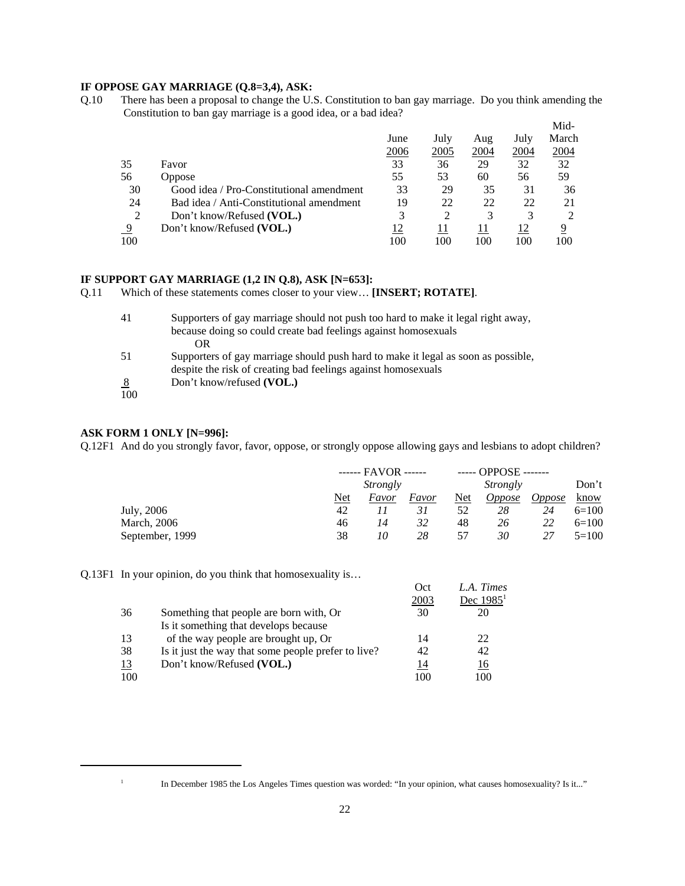**IF OPPOSE GAY MARRIAGE (Q.8=3,4), ASK:**

Q.10 There has been a proposal to change the U.S. Constitution to ban gay marriage. Do you think amending the Constitution to ban gay marriage is a good idea, or a bad idea?

| | | June 2006 | July 2005 | Aug 2004 | July 2004 | Mid-March 2004 |
|---|---|---|---|---|---|---|
| 35 | Favor | 33 | 36 | 29 | 32 | 32 |
| 56 | Oppose | 55 | 53 | 60 | 56 | 59 |
| 30 | Good idea / Pro-Constitutional amendment | 33 | 29 | 35 | 31 | 36 |
| 24 | Bad idea / Anti-Constitutional amendment | 19 | 22 | 22 | 22 | 21 |
| 2 | Don't know/Refused **(VOL.)** | 3 | 2 | 3 | 3 | 2 |
| 9 | Don't know/Refused **(VOL.)** | 12 | 11 | 11 | 12 | 9 |
| 100 | | 100 | 100 | 100 | 100 | 100 |

**IF SUPPORT GAY MARRIAGE (1,2 IN Q.8), ASK [N=653]:**

Q.11 Which of these statements comes closer to your view… **[INSERT; ROTATE]**.

| | |
|---|---|
| 41 | Supporters of gay marriage should not push too hard to make it legal right away, because doing so could create bad feelings against homosexuals<br>OR |
| 51 | Supporters of gay marriage should push hard to make it legal as soon as possible, despite the risk of creating bad feelings against homosexuals |
| 8 | Don't know/refused **(VOL.)** |
| 100 | |

**ASK FORM 1 ONLY [N=996]:**

Q.12F1 And do you strongly favor, favor, oppose, or strongly oppose allowing gays and lesbians to adopt children?

| | ------ FAVOR ------ | | | ----- OPPOSE ------- | | | |
|---|---|---|---|---|---|---|---|
| | Net | *Strongly Favor* | *Favor* | Net | *Strongly Oppose* | *Oppose* | Don't know |
| July, 2006 | 42 | *11* | *31* | 52 | *28* | *24* | 6=100 |
| March, 2006 | 46 | *14* | *32* | 48 | *26* | *22* | 6=100 |
| September, 1999 | 38 | *10* | *28* | 57 | *30* | *27* | 5=100 |

Q.13F1 In your opinion, do you think that homosexuality is…

| | | Oct 2003 | *L.A. Times* Dec 1985[1] |
|---|---|---|---|
| 36 | Something that people are born with, Or | 30 | 20 |
| 13 | Is it something that develops because of the way people are brought up, Or | 14 | 22 |
| 38 | Is it just the way that some people prefer to live? | 42 | 42 |
| 13 | Don't know/Refused **(VOL.)** | 14 | 16 |
| 100 | | 100 | 100 |

[1] In December 1985 the Los Angeles Times question was worded: "In your opinion, what causes homosexuality? Is it..."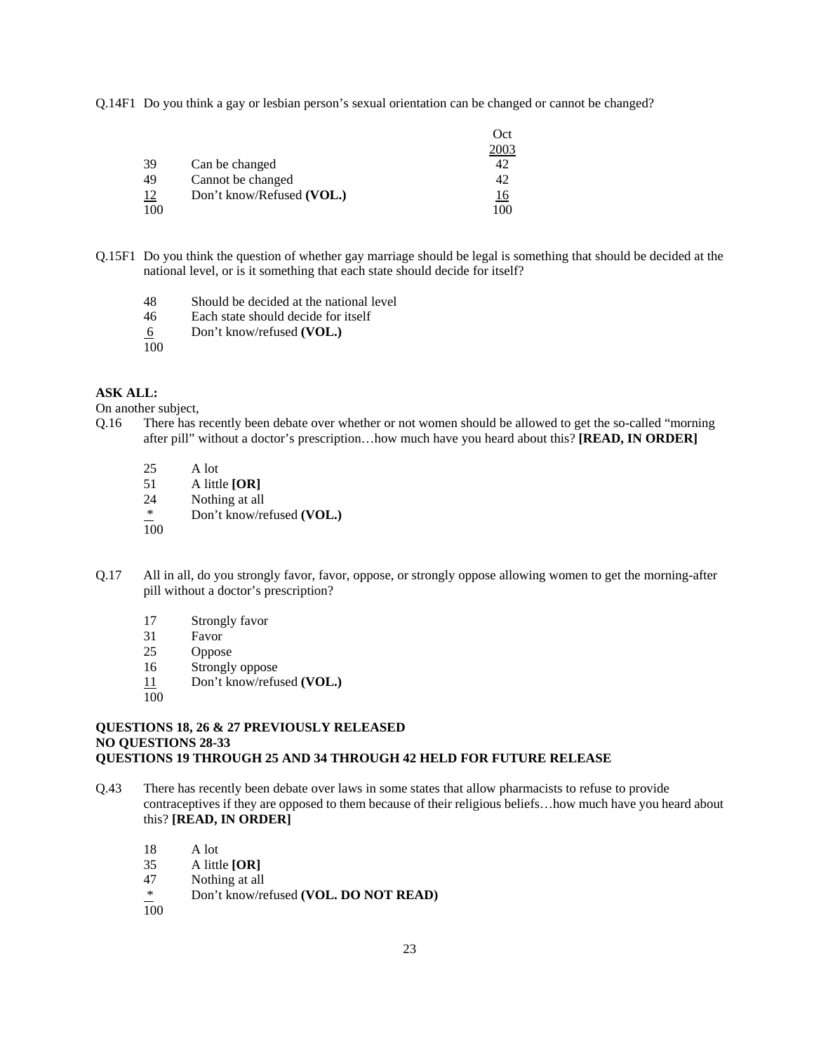Q.14F1 Do you think a gay or lesbian person's sexual orientation can be changed or cannot be changed?

| | | Oct 2003 |
|---|---|---|
| 39 | Can be changed | 42 |
| 49 | Cannot be changed | 42 |
| 12 | Don't know/Refused **(VOL.)** | 16 |
| 100 | | 100 |

Q.15F1 Do you think the question of whether gay marriage should be legal is something that should be decided at the national level, or is it something that each state should decide for itself?

| | |
|---|---|
| 48 | Should be decided at the national level |
| 46 | Each state should decide for itself |
| 6 | Don't know/refused **(VOL.)** |
| 100 | |

**ASK ALL:**

On another subject,

Q.16 There has recently been debate over whether or not women should be allowed to get the so-called "morning after pill" without a doctor's prescription…how much have you heard about this? **[READ, IN ORDER]**

| | |
|---|---|
| 25 | A lot |
| 51 | A little **[OR]** |
| 24 | Nothing at all |
| * | Don't know/refused **(VOL.)** |
| 100 | |

Q.17 All in all, do you strongly favor, favor, oppose, or strongly oppose allowing women to get the morning-after pill without a doctor's prescription?

| | |
|---|---|
| 17 | Strongly favor |
| 31 | Favor |
| 25 | Oppose |
| 16 | Strongly oppose |
| 11 | Don't know/refused **(VOL.)** |
| 100 | |

**QUESTIONS 18, 26 & 27 PREVIOUSLY RELEASED**
**NO QUESTIONS 28-33**
**QUESTIONS 19 THROUGH 25 AND 34 THROUGH 42 HELD FOR FUTURE RELEASE**

Q.43 There has recently been debate over laws in some states that allow pharmacists to refuse to provide contraceptives if they are opposed to them because of their religious beliefs…how much have you heard about this? **[READ, IN ORDER]**

| | |
|---|---|
| 18 | A lot |
| 35 | A little **[OR]** |
| 47 | Nothing at all |
| * | Don't know/refused **(VOL. DO NOT READ)** |
| 100 | |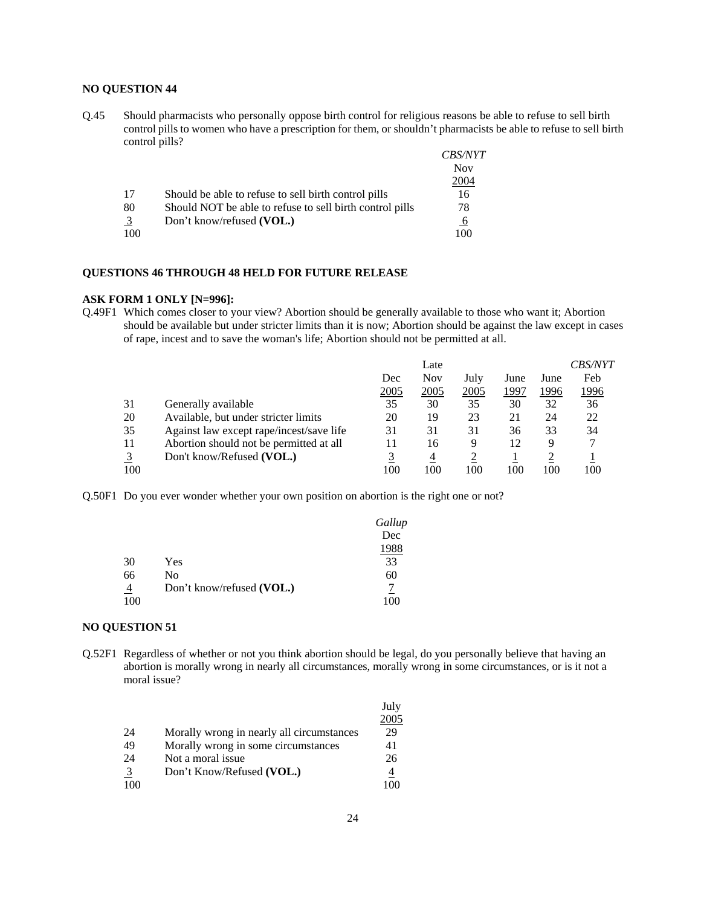**NO QUESTION 44**

Q.45 Should pharmacists who personally oppose birth control for religious reasons be able to refuse to sell birth control pills to women who have a prescription for them, or shouldn't pharmacists be able to refuse to sell birth control pills?

| | | *CBS/NYT* Nov 2004 |
|---|---|---|
| 17 | Should be able to refuse to sell birth control pills | 16 |
| 80 | Should NOT be able to refuse to sell birth control pills | 78 |
| 3 | Don't know/refused **(VOL.)** | 6 |
| 100 | | 100 |

**QUESTIONS 46 THROUGH 48 HELD FOR FUTURE RELEASE**

**ASK FORM 1 ONLY [N=996]:**

Q.49F1 Which comes closer to your view? Abortion should be generally available to those who want it; Abortion should be available but under stricter limits than it is now; Abortion should be against the law except in cases of rape, incest and to save the woman's life; Abortion should not be permitted at all.

| | | Dec 2005 | Late Nov 2005 | July 2005 | June 1997 | June 1996 | *CBS/NYT* Feb 1996 |
|---|---|---|---|---|---|---|---|
| 31 | Generally available | 35 | 30 | 35 | 30 | 32 | 36 |
| 20 | Available, but under stricter limits | 20 | 19 | 23 | 21 | 24 | 22 |
| 35 | Against law except rape/incest/save life | 31 | 31 | 31 | 36 | 33 | 34 |
| 11 | Abortion should not be permitted at all | 11 | 16 | 9 | 12 | 9 | 7 |
| 3 | Don't know/Refused **(VOL.)** | 3 | 4 | 2 | 1 | 2 | 1 |
| 100 | | 100 | 100 | 100 | 100 | 100 | 100 |

Q.50F1 Do you ever wonder whether your own position on abortion is the right one or not?

| | | *Gallup* Dec 1988 |
|---|---|---|
| 30 | Yes | 33 |
| 66 | No | 60 |
| 4 | Don't know/refused **(VOL.)** | 7 |
| 100 | | 100 |

**NO QUESTION 51**

Q.52F1 Regardless of whether or not you think abortion should be legal, do you personally believe that having an abortion is morally wrong in nearly all circumstances, morally wrong in some circumstances, or is it not a moral issue?

| | | July 2005 |
|---|---|---|
| 24 | Morally wrong in nearly all circumstances | 29 |
| 49 | Morally wrong in some circumstances | 41 |
| 24 | Not a moral issue | 26 |
| 3 | Don't Know/Refused **(VOL.)** | 4 |
| 100 | | 100 |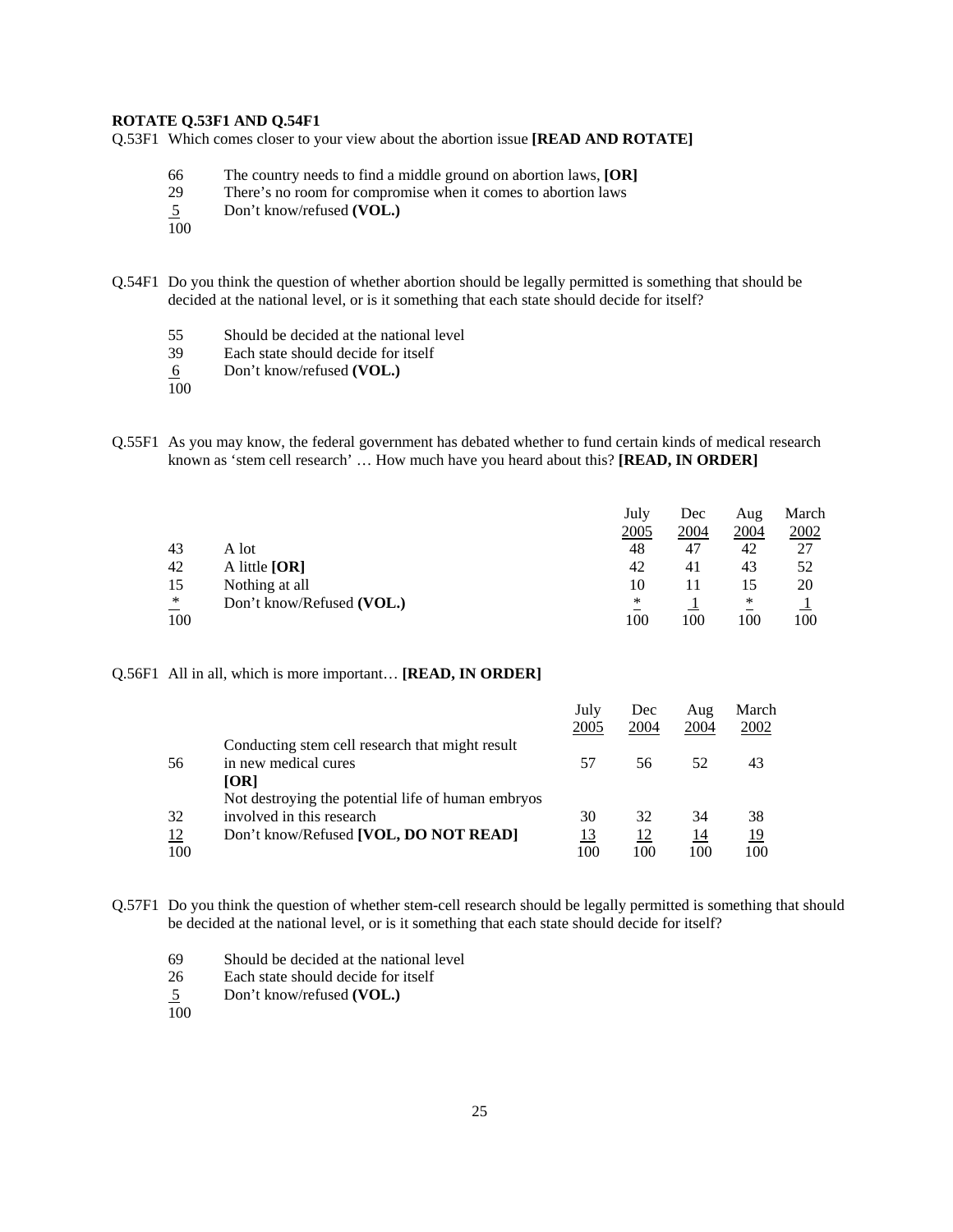**ROTATE Q.53F1 AND Q.54F1**

Q.53F1 Which comes closer to your view about the abortion issue **[READ AND ROTATE]**

| | |
|---|---|
| 66 | The country needs to find a middle ground on abortion laws, **[OR]** |
| 29 | There's no room for compromise when it comes to abortion laws |
| 5 | Don't know/refused **(VOL.)** |
| 100 | |

Q.54F1 Do you think the question of whether abortion should be legally permitted is something that should be decided at the national level, or is it something that each state should decide for itself?

| | |
|---|---|
| 55 | Should be decided at the national level |
| 39 | Each state should decide for itself |
| 6 | Don't know/refused **(VOL.)** |
| 100 | |

Q.55F1 As you may know, the federal government has debated whether to fund certain kinds of medical research known as 'stem cell research' … How much have you heard about this? **[READ, IN ORDER]**

| | | July 2005 | Dec 2004 | Aug 2004 | March 2002 |
|---|---|---|---|---|---|
| 43 | A lot | 48 | 47 | 42 | 27 |
| 42 | A little **[OR]** | 42 | 41 | 43 | 52 |
| 15 | Nothing at all | 10 | 11 | 15 | 20 |
| * | Don't know/Refused **(VOL.)** | * | 1 | * | 1 |
| 100 | | 100 | 100 | 100 | 100 |

Q.56F1 All in all, which is more important… **[READ, IN ORDER]**

| | | July 2005 | Dec 2004 | Aug 2004 | March 2002 |
|---|---|---|---|---|---|
| 56 | Conducting stem cell research that might result in new medical cures **[OR]** | 57 | 56 | 52 | 43 |
| 32 | Not destroying the potential life of human embryos involved in this research | 30 | 32 | 34 | 38 |
| 12 | Don't know/Refused **[VOL, DO NOT READ]** | 13 | 12 | 14 | 19 |
| 100 | | 100 | 100 | 100 | 100 |

Q.57F1 Do you think the question of whether stem-cell research should be legally permitted is something that should be decided at the national level, or is it something that each state should decide for itself?

| | |
|---|---|
| 69 | Should be decided at the national level |
| 26 | Each state should decide for itself |
| 5 | Don't know/refused **(VOL.)** |
| 100 | |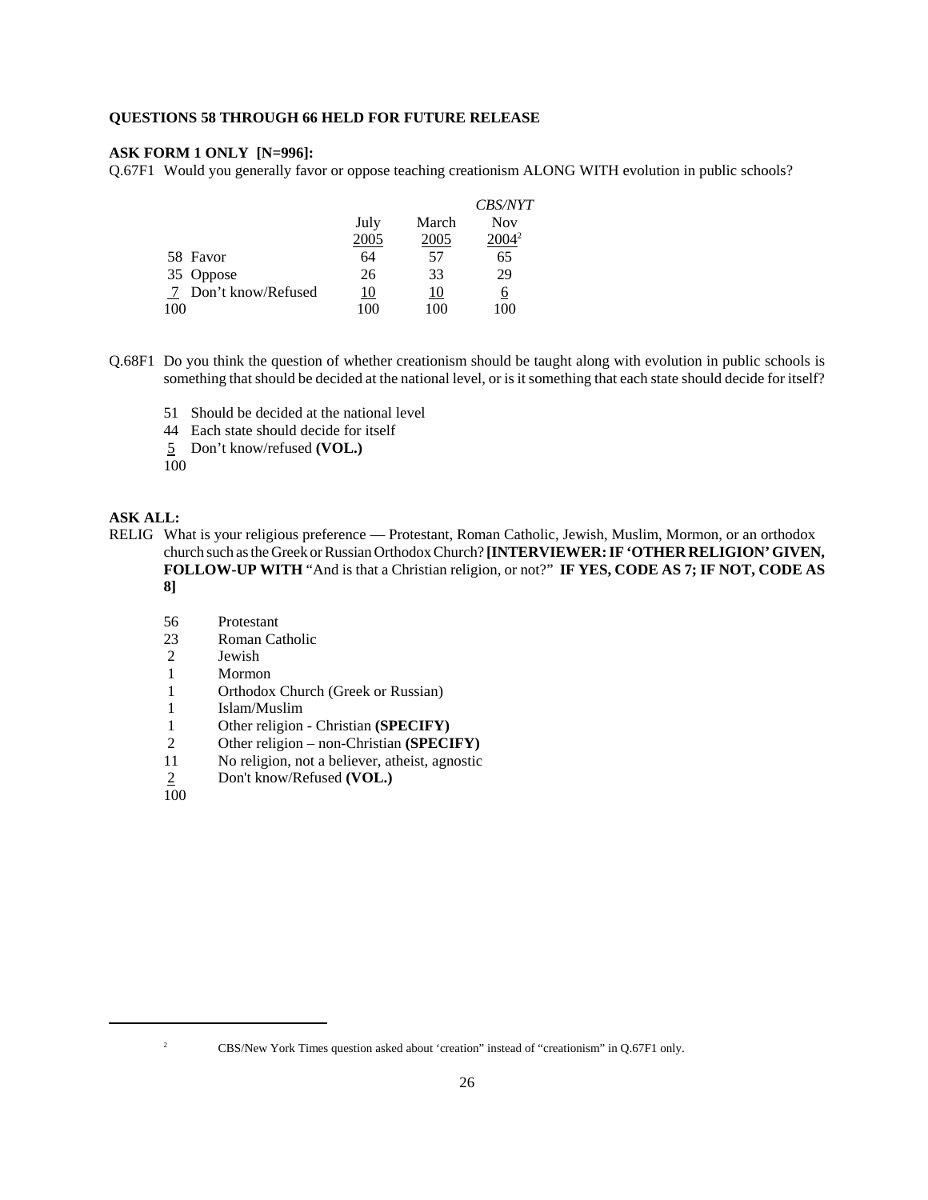**QUESTIONS 58 THROUGH 66 HELD FOR FUTURE RELEASE**

**ASK FORM 1 ONLY [N=996]:**

Q.67F1 Would you generally favor or oppose teaching creationism ALONG WITH evolution in public schools?

| | | July 2005 | March 2005 | *CBS/NYT* Nov 2004[2] |
|---|---|---|---|---|
| 58 | Favor | 64 | 57 | 65 |
| 35 | Oppose | 26 | 33 | 29 |
| 7 | Don't know/Refused | 10 | 10 | 6 |
| 100 | | 100 | 100 | 100 |

Q.68F1 Do you think the question of whether creationism should be taught along with evolution in public schools is something that should be decided at the national level, or is it something that each state should decide for itself?

51 Should be decided at the national level
44 Each state should decide for itself
5 Don't know/refused **(VOL.)**
100

**ASK ALL:**

RELIG What is your religious preference — Protestant, Roman Catholic, Jewish, Muslim, Mormon, or an orthodox church such as the Greek or Russian Orthodox Church? **[INTERVIEWER: IF 'OTHER RELIGION' GIVEN, FOLLOW-UP WITH** "And is that a Christian religion, or not?" **IF YES, CODE AS 7; IF NOT, CODE AS 8]**

56 Protestant
23 Roman Catholic
2 Jewish
1 Mormon
1 Orthodox Church (Greek or Russian)
1 Islam/Muslim
1 Other religion - Christian **(SPECIFY)**
2 Other religion – non-Christian **(SPECIFY)**
11 No religion, not a believer, atheist, agnostic
2 Don't know/Refused **(VOL.)**
100

[2] CBS/New York Times question asked about 'creation" instead of "creationism" in Q.67F1 only.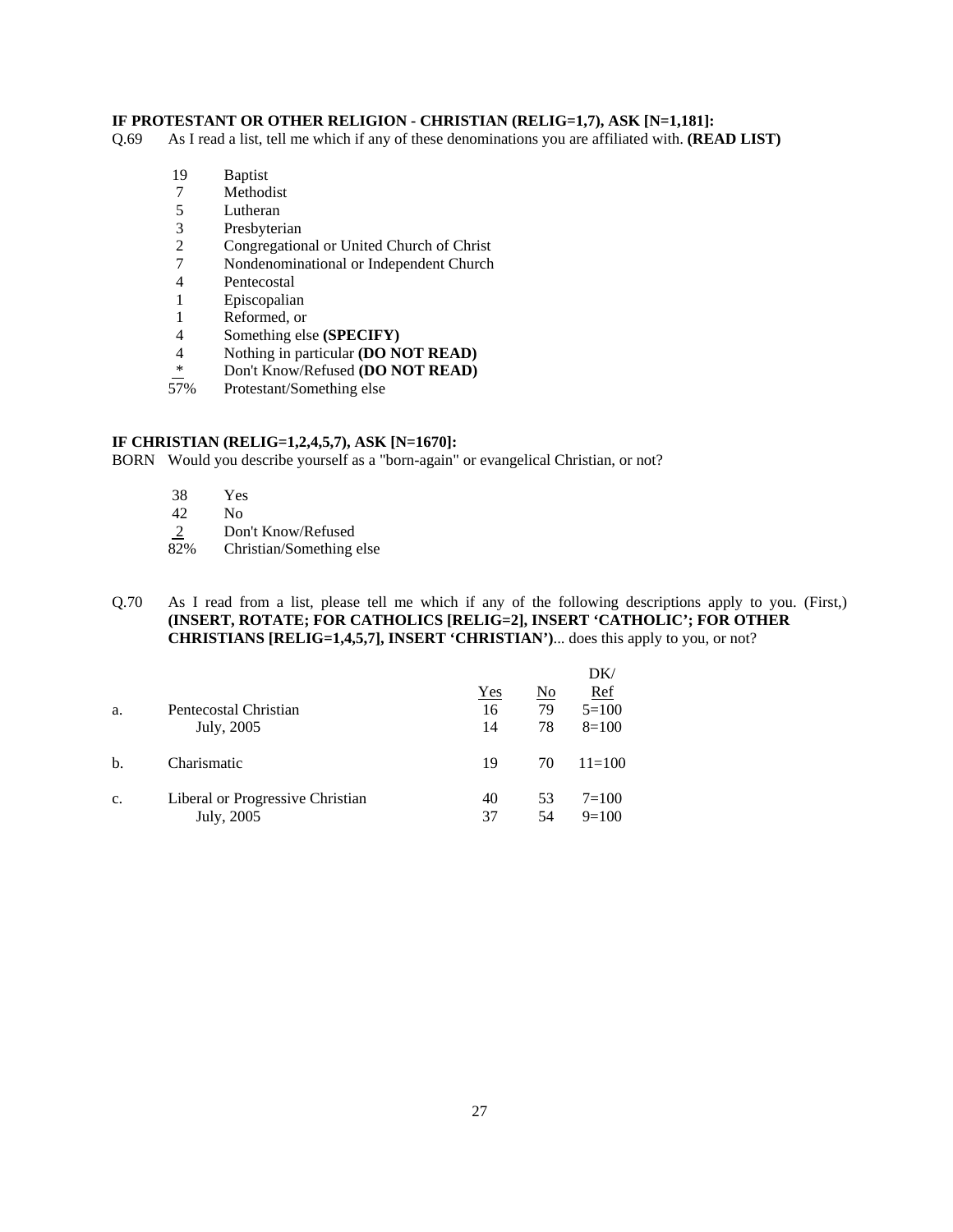**IF PROTESTANT OR OTHER RELIGION - CHRISTIAN (RELIG=1,7), ASK [N=1,181]:**

Q.69 As I read a list, tell me which if any of these denominations you are affiliated with. **(READ LIST)**

| | |
|---|---|
| 19 | Baptist |
| 7 | Methodist |
| 5 | Lutheran |
| 3 | Presbyterian |
| 2 | Congregational or United Church of Christ |
| 7 | Nondenominational or Independent Church |
| 4 | Pentecostal |
| 1 | Episcopalian |
| 1 | Reformed, or |
| 4 | Something else **(SPECIFY)** |
| 4 | Nothing in particular **(DO NOT READ)** |
| * | Don't Know/Refused **(DO NOT READ)** |
| 57% | Protestant/Something else |

**IF CHRISTIAN (RELIG=1,2,4,5,7), ASK [N=1670]:**

BORN Would you describe yourself as a "born-again" or evangelical Christian, or not?

| | |
|---|---|
| 38 | Yes |
| 42 | No |
| 2 | Don't Know/Refused |
| 82% | Christian/Something else |

Q.70 As I read from a list, please tell me which if any of the following descriptions apply to you. (First,) **(INSERT, ROTATE; FOR CATHOLICS [RELIG=2], INSERT 'CATHOLIC'; FOR OTHER CHRISTIANS [RELIG=1,4,5,7], INSERT 'CHRISTIAN')**... does this apply to you, or not?

| | | Yes | No | DK/ Ref |
|---|---|---|---|---|
| a. | Pentecostal Christian | 16 | 79 | 5=100 |
| | July, 2005 | 14 | 78 | 8=100 |
| b. | Charismatic | 19 | 70 | 11=100 |
| c. | Liberal or Progressive Christian | 40 | 53 | 7=100 |
| | July, 2005 | 37 | 54 | 9=100 |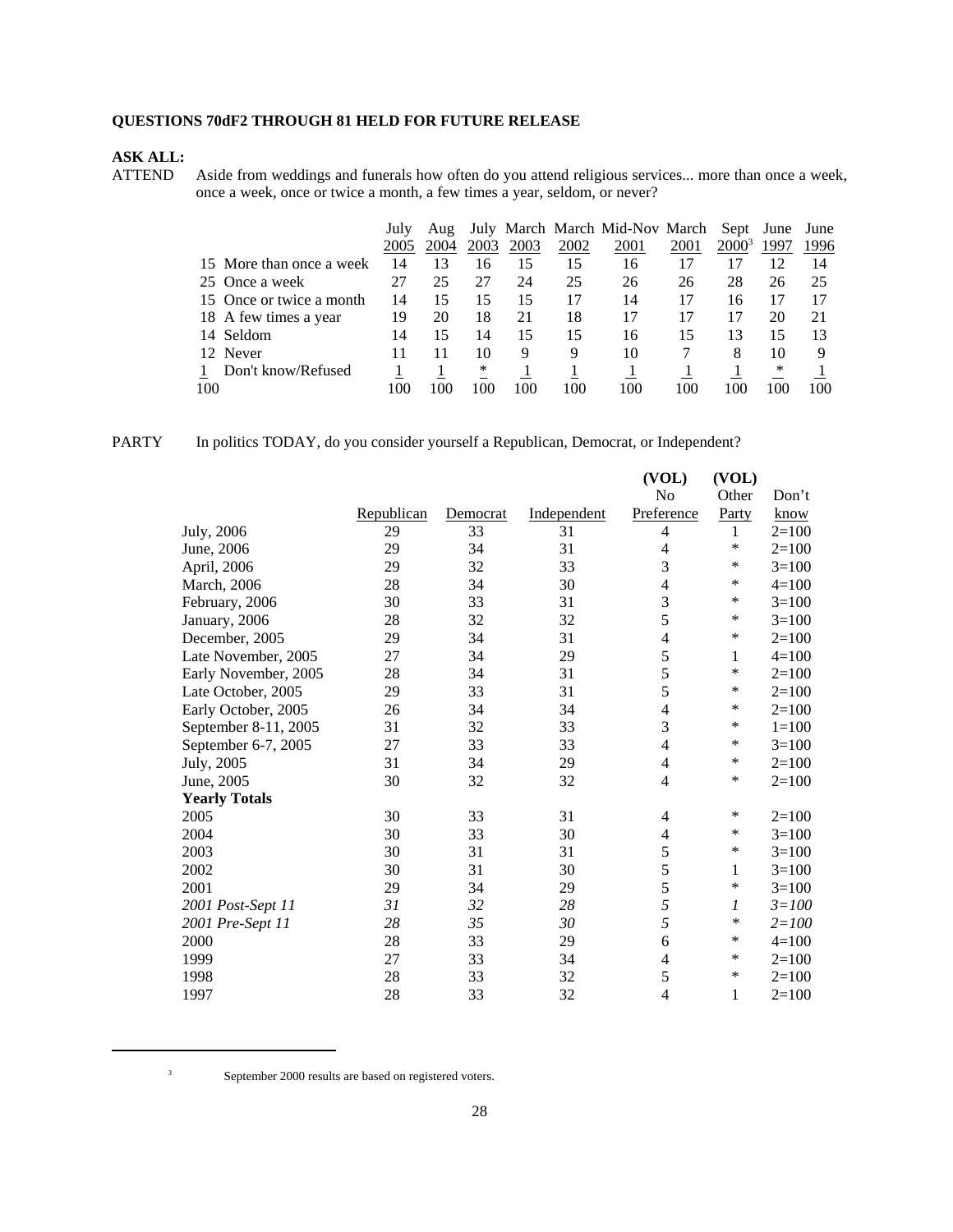**QUESTIONS 70dF2 THROUGH 81 HELD FOR FUTURE RELEASE**

**ASK ALL:**

ATTEND Aside from weddings and funerals how often do you attend religious services... more than once a week, once a week, once or twice a month, a few times a year, seldom, or never?

| | July 2005 | Aug 2004 | July 2003 | March 2003 | March 2002 | Mid-Nov 2001 | March 2001 | Sept 2000[3] | June 1997 | June 1996 |
|---|---|---|---|---|---|---|---|---|---|---|
| 15 More than once a week | 14 | 13 | 16 | 15 | 15 | 16 | 17 | 17 | 12 | 14 |
| 25 Once a week | 27 | 25 | 27 | 24 | 25 | 26 | 26 | 28 | 26 | 25 |
| 15 Once or twice a month | 14 | 15 | 15 | 15 | 17 | 14 | 17 | 16 | 17 | 17 |
| 18 A few times a year | 19 | 20 | 18 | 21 | 18 | 17 | 17 | 17 | 20 | 21 |
| 14 Seldom | 14 | 15 | 14 | 15 | 15 | 16 | 15 | 13 | 15 | 13 |
| 12 Never | 11 | 11 | 10 | 9 | 9 | 10 | 7 | 8 | 10 | 9 |
| 1 Don't know/Refused | 1 | 1 | * | 1 | 1 | 1 | 1 | 1 | * | 1 |
| 100 | 100 | 100 | 100 | 100 | 100 | 100 | 100 | 100 | 100 | 100 |

PARTY In politics TODAY, do you consider yourself a Republican, Democrat, or Independent?

| | Republican | Democrat | Independent | (VOL) No Preference | (VOL) Other Party | Don't know |
|---|---|---|---|---|---|---|
| July, 2006 | 29 | 33 | 31 | 4 | 1 | 2=100 |
| June, 2006 | 29 | 34 | 31 | 4 | * | 2=100 |
| April, 2006 | 29 | 32 | 33 | 3 | * | 3=100 |
| March, 2006 | 28 | 34 | 30 | 4 | * | 4=100 |
| February, 2006 | 30 | 33 | 31 | 3 | * | 3=100 |
| January, 2006 | 28 | 32 | 32 | 5 | * | 3=100 |
| December, 2005 | 29 | 34 | 31 | 4 | * | 2=100 |
| Late November, 2005 | 27 | 34 | 29 | 5 | 1 | 4=100 |
| Early November, 2005 | 28 | 34 | 31 | 5 | * | 2=100 |
| Late October, 2005 | 29 | 33 | 31 | 5 | * | 2=100 |
| Early October, 2005 | 26 | 34 | 34 | 4 | * | 2=100 |
| September 8-11, 2005 | 31 | 32 | 33 | 3 | * | 1=100 |
| September 6-7, 2005 | 27 | 33 | 33 | 4 | * | 3=100 |
| July, 2005 | 31 | 34 | 29 | 4 | * | 2=100 |
| June, 2005 | 30 | 32 | 32 | 4 | * | 2=100 |
| **Yearly Totals** | | | | | | |
| 2005 | 30 | 33 | 31 | 4 | * | 2=100 |
| 2004 | 30 | 33 | 30 | 4 | * | 3=100 |
| 2003 | 30 | 31 | 31 | 5 | * | 3=100 |
| 2002 | 30 | 31 | 30 | 5 | 1 | 3=100 |
| 2001 | 29 | 34 | 29 | 5 | * | 3=100 |
| *2001 Post-Sept 11* | *31* | *32* | *28* | *5* | *1* | *3=100* |
| *2001 Pre-Sept 11* | *28* | *35* | *30* | *5* | * | *2=100* |
| 2000 | 28 | 33 | 29 | 6 | * | 4=100 |
| 1999 | 27 | 33 | 34 | 4 | * | 2=100 |
| 1998 | 28 | 33 | 32 | 5 | * | 2=100 |
| 1997 | 28 | 33 | 32 | 4 | 1 | 2=100 |

[3] September 2000 results are based on registered voters.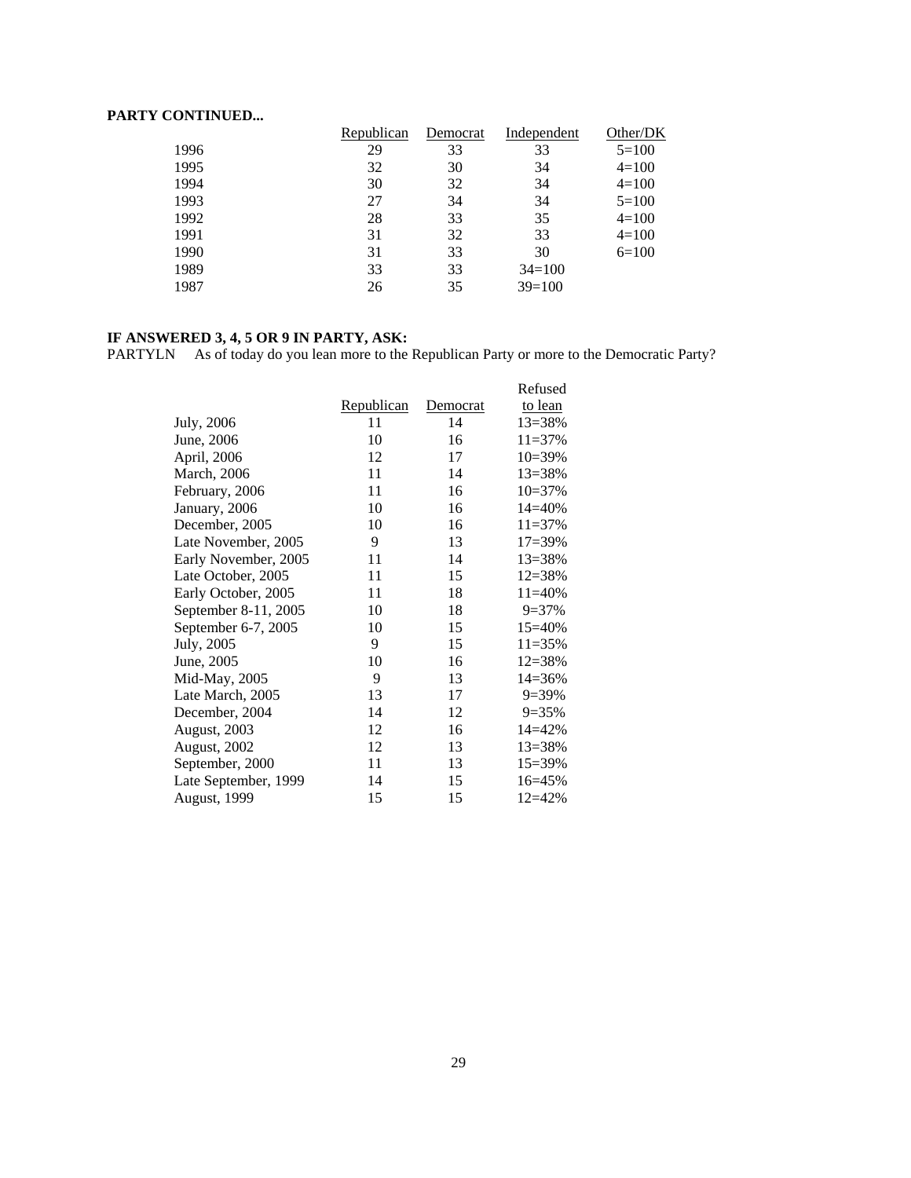**PARTY CONTINUED...**

| | Republican | Democrat | Independent | Other/DK |
|---|---|---|---|---|
| 1996 | 29 | 33 | 33 | 5=100 |
| 1995 | 32 | 30 | 34 | 4=100 |
| 1994 | 30 | 32 | 34 | 4=100 |
| 1993 | 27 | 34 | 34 | 5=100 |
| 1992 | 28 | 33 | 35 | 4=100 |
| 1991 | 31 | 32 | 33 | 4=100 |
| 1990 | 31 | 33 | 30 | 6=100 |
| 1989 | 33 | 33 | 34=100 | |
| 1987 | 26 | 35 | 39=100 | |

**IF ANSWERED 3, 4, 5 OR 9 IN PARTY, ASK:**

PARTYLN As of today do you lean more to the Republican Party or more to the Democratic Party?

| | Republican | Democrat | Refused to lean |
|---|---|---|---|
| July, 2006 | 11 | 14 | 13=38% |
| June, 2006 | 10 | 16 | 11=37% |
| April, 2006 | 12 | 17 | 10=39% |
| March, 2006 | 11 | 14 | 13=38% |
| February, 2006 | 11 | 16 | 10=37% |
| January, 2006 | 10 | 16 | 14=40% |
| December, 2005 | 10 | 16 | 11=37% |
| Late November, 2005 | 9 | 13 | 17=39% |
| Early November, 2005 | 11 | 14 | 13=38% |
| Late October, 2005 | 11 | 15 | 12=38% |
| Early October, 2005 | 11 | 18 | 11=40% |
| September 8-11, 2005 | 10 | 18 | 9=37% |
| September 6-7, 2005 | 10 | 15 | 15=40% |
| July, 2005 | 9 | 15 | 11=35% |
| June, 2005 | 10 | 16 | 12=38% |
| Mid-May, 2005 | 9 | 13 | 14=36% |
| Late March, 2005 | 13 | 17 | 9=39% |
| December, 2004 | 14 | 12 | 9=35% |
| August, 2003 | 12 | 16 | 14=42% |
| August, 2002 | 12 | 13 | 13=38% |
| September, 2000 | 11 | 13 | 15=39% |
| Late September, 1999 | 14 | 15 | 16=45% |
| August, 1999 | 15 | 15 | 12=42% |